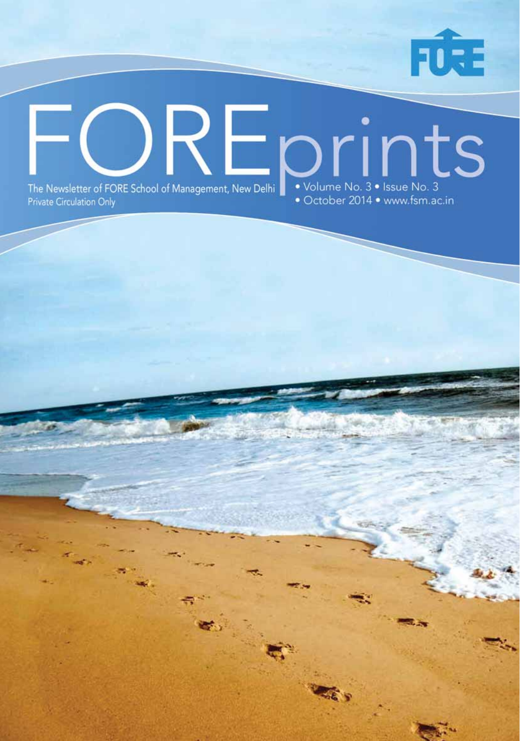FORE

# FOREprints

The Newsletter of FORE School of Management, New Delhi
Private Circulation Only

• Volume No. 3 • Issue No. 3
• October 2014 • www.fsm.ac.in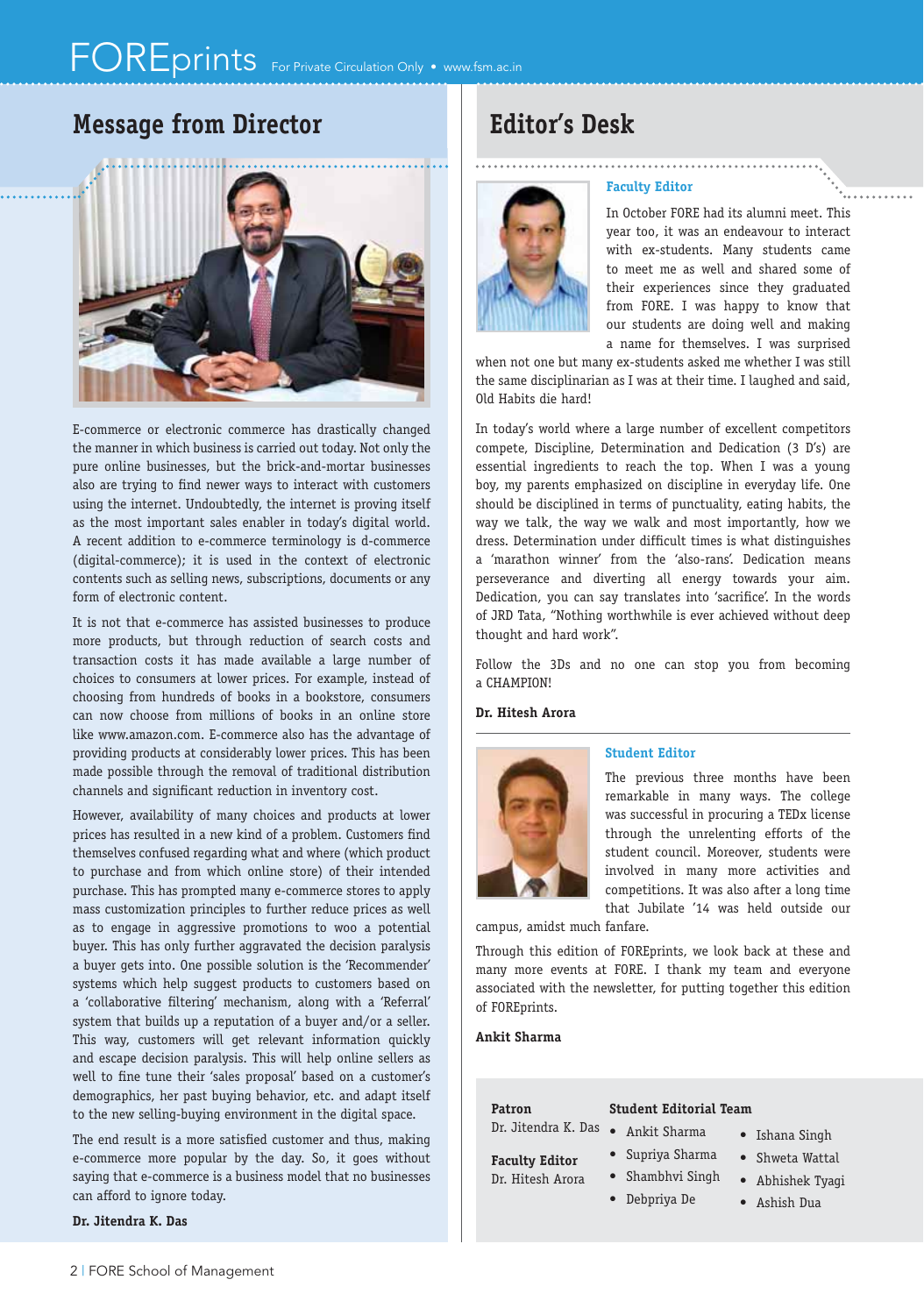## Message from Director

E-commerce or electronic commerce has drastically changed the manner in which business is carried out today. Not only the pure online businesses, but the brick-and-mortar businesses also are trying to find newer ways to interact with customers using the internet. Undoubtedly, the internet is proving itself as the most important sales enabler in today's digital world. A recent addition to e-commerce terminology is d-commerce (digital-commerce); it is used in the context of electronic contents such as selling news, subscriptions, documents or any form of electronic content.

It is not that e-commerce has assisted businesses to produce more products, but through reduction of search costs and transaction costs it has made available a large number of choices to consumers at lower prices. For example, instead of choosing from hundreds of books in a bookstore, consumers can now choose from millions of books in an online store like www.amazon.com. E-commerce also has the advantage of providing products at considerably lower prices. This has been made possible through the removal of traditional distribution channels and significant reduction in inventory cost.

However, availability of many choices and products at lower prices has resulted in a new kind of a problem. Customers find themselves confused regarding what and where (which product to purchase and from which online store) of their intended purchase. This has prompted many e-commerce stores to apply mass customization principles to further reduce prices as well as to engage in aggressive promotions to woo a potential buyer. This has only further aggravated the decision paralysis a buyer gets into. One possible solution is the 'Recommender' systems which help suggest products to customers based on a 'collaborative filtering' mechanism, along with a 'Referral' system that builds up a reputation of a buyer and/or a seller. This way, customers will get relevant information quickly and escape decision paralysis. This will help online sellers as well to fine tune their 'sales proposal' based on a customer's demographics, her past buying behavior, etc. and adapt itself to the new selling-buying environment in the digital space.

The end result is a more satisfied customer and thus, making e-commerce more popular by the day. So, it goes without saying that e-commerce is a business model that no businesses can afford to ignore today.

**Dr. Jitendra K. Das**

## Editor's Desk

### Faculty Editor

In October FORE had its alumni meet. This year too, it was an endeavour to interact with ex-students. Many students came to meet me as well and shared some of their experiences since they graduated from FORE. I was happy to know that our students are doing well and making a name for themselves. I was surprised when not one but many ex-students asked me whether I was still the same disciplinarian as I was at their time. I laughed and said, Old Habits die hard!

In today's world where a large number of excellent competitors compete, Discipline, Determination and Dedication (3 D's) are essential ingredients to reach the top. When I was a young boy, my parents emphasized on discipline in everyday life. One should be disciplined in terms of punctuality, eating habits, the way we talk, the way we walk and most importantly, how we dress. Determination under difficult times is what distinguishes a 'marathon winner' from the 'also-rans'. Dedication means perseverance and diverting all energy towards your aim. Dedication, you can say translates into 'sacrifice'. In the words of JRD Tata, "Nothing worthwhile is ever achieved without deep thought and hard work".

Follow the 3Ds and no one can stop you from becoming a CHAMPION!

**Dr. Hitesh Arora**

### Student Editor

The previous three months have been remarkable in many ways. The college was successful in procuring a TEDx license through the unrelenting efforts of the student council. Moreover, students were involved in many more activities and competitions. It was also after a long time that Jubilate '14 was held outside our campus, amidst much fanfare.

Through this edition of FOREprints, we look back at these and many more events at FORE. I thank my team and everyone associated with the newsletter, for putting together this edition of FOREprints.

**Ankit Sharma**

**Patron**
Dr. Jitendra K. Das

**Faculty Editor**
Dr. Hitesh Arora

**Student Editorial Team**
- Ankit Sharma
- Supriya Sharma
- Shambhvi Singh
- Debpriya De
- Ishana Singh
- Shweta Wattal
- Abhishek Tyagi
- Ashish Dua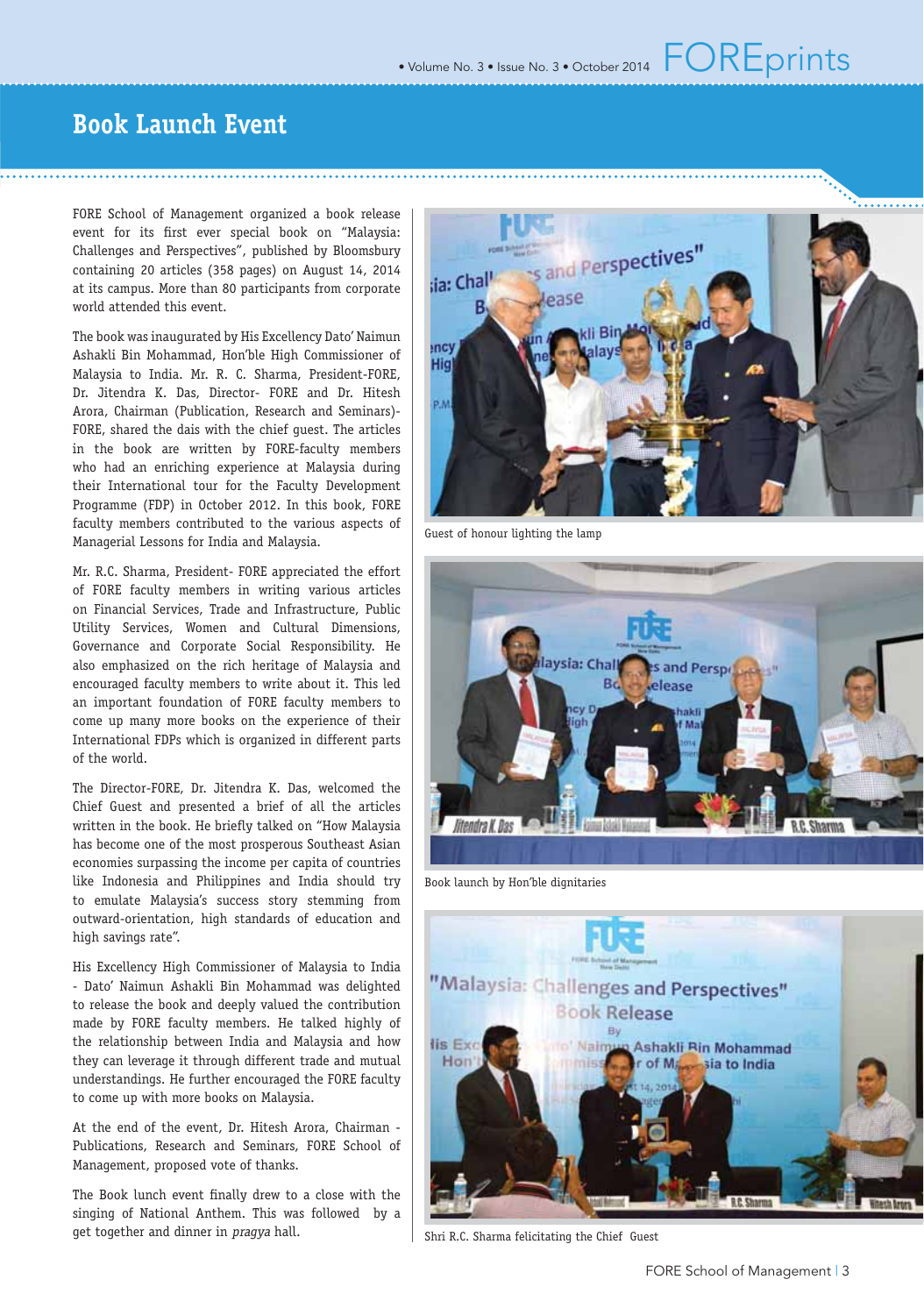# Book Launch Event

FORE School of Management organized a book release event for its first ever special book on "Malaysia: Challenges and Perspectives", published by Bloomsbury containing 20 articles (358 pages) on August 14, 2014 at its campus. More than 80 participants from corporate world attended this event.

The book was inaugurated by His Excellency Dato' Naimun Ashakli Bin Mohammad, Hon'ble High Commissioner of Malaysia to India. Mr. R. C. Sharma, President-FORE, Dr. Jitendra K. Das, Director- FORE and Dr. Hitesh Arora, Chairman (Publication, Research and Seminars)-FORE, shared the dais with the chief guest. The articles in the book are written by FORE-faculty members who had an enriching experience at Malaysia during their International tour for the Faculty Development Programme (FDP) in October 2012. In this book, FORE faculty members contributed to the various aspects of Managerial Lessons for India and Malaysia.

Mr. R.C. Sharma, President- FORE appreciated the effort of FORE faculty members in writing various articles on Financial Services, Trade and Infrastructure, Public Utility Services, Women and Cultural Dimensions, Governance and Corporate Social Responsibility. He also emphasized on the rich heritage of Malaysia and encouraged faculty members to write about it. This led an important foundation of FORE faculty members to come up many more books on the experience of their International FDPs which is organized in different parts of the world.

The Director-FORE, Dr. Jitendra K. Das, welcomed the Chief Guest and presented a brief of all the articles written in the book. He briefly talked on "How Malaysia has become one of the most prosperous Southeast Asian economies surpassing the income per capita of countries like Indonesia and Philippines and India should try to emulate Malaysia's success story stemming from outward-orientation, high standards of education and high savings rate".

His Excellency High Commissioner of Malaysia to India - Dato' Naimun Ashakli Bin Mohammad was delighted to release the book and deeply valued the contribution made by FORE faculty members. He talked highly of the relationship between India and Malaysia and how they can leverage it through different trade and mutual understandings. He further encouraged the FORE faculty to come up with more books on Malaysia.

At the end of the event, Dr. Hitesh Arora, Chairman - Publications, Research and Seminars, FORE School of Management, proposed vote of thanks.

The Book lunch event finally drew to a close with the singing of National Anthem. This was followed by a get together and dinner in *pragya* hall.

Guest of honour lighting the lamp

Book launch by Hon'ble dignitaries

Shri R.C. Sharma felicitating the Chief Guest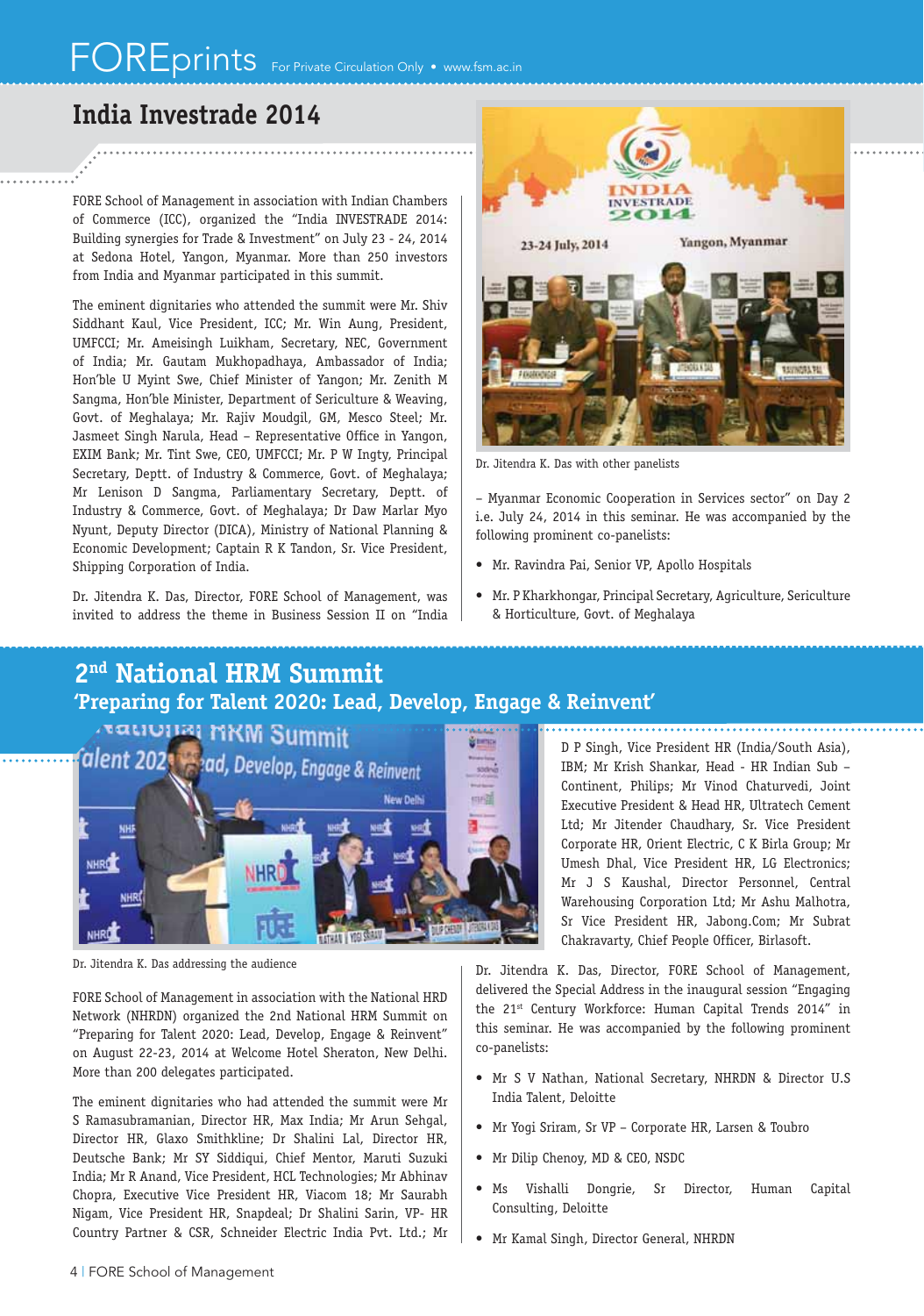## India Investrade 2014

FORE School of Management in association with Indian Chambers of Commerce (ICC), organized the "India INVESTRADE 2014: Building synergies for Trade & Investment" on July 23 - 24, 2014 at Sedona Hotel, Yangon, Myanmar. More than 250 investors from India and Myanmar participated in this summit.

The eminent dignitaries who attended the summit were Mr. Shiv Siddhant Kaul, Vice President, ICC; Mr. Win Aung, President, UMFCCI; Mr. Ameisingh Luikham, Secretary, NEC, Government of India; Mr. Gautam Mukhopadhaya, Ambassador of India; Hon'ble U Myint Swe, Chief Minister of Yangon; Mr. Zenith M Sangma, Hon'ble Minister, Department of Sericulture & Weaving, Govt. of Meghalaya; Mr. Rajiv Moudgil, GM, Mesco Steel; Mr. Jasmeet Singh Narula, Head – Representative Office in Yangon, EXIM Bank; Mr. Tint Swe, CEO, UMFCCI; Mr. P W Ingty, Principal Secretary, Deptt. of Industry & Commerce, Govt. of Meghalaya; Mr Lenison D Sangma, Parliamentary Secretary, Deptt. of Industry & Commerce, Govt. of Meghalaya; Dr Daw Marlar Myo Nyunt, Deputy Director (DICA), Ministry of National Planning & Economic Development; Captain R K Tandon, Sr. Vice President, Shipping Corporation of India.

Dr. Jitendra K. Das, Director, FORE School of Management, was invited to address the theme in Business Session II on "India – Myanmar Economic Cooperation in Services sector" on Day 2 i.e. July 24, 2014 in this seminar. He was accompanied by the following prominent co-panelists:

Dr. Jitendra K. Das with other panelists

- Mr. Ravindra Pai, Senior VP, Apollo Hospitals
- Mr. P Kharkhongar, Principal Secretary, Agriculture, Sericulture & Horticulture, Govt. of Meghalaya

## 2nd National HRM Summit

### 'Preparing for Talent 2020: Lead, Develop, Engage & Reinvent'

Dr. Jitendra K. Das addressing the audience

FORE School of Management in association with the National HRD Network (NHRDN) organized the 2nd National HRM Summit on "Preparing for Talent 2020: Lead, Develop, Engage & Reinvent" on August 22-23, 2014 at Welcome Hotel Sheraton, New Delhi. More than 200 delegates participated.

The eminent dignitaries who had attended the summit were Mr S Ramasubramanian, Director HR, Max India; Mr Arun Sehgal, Director HR, Glaxo Smithkline; Dr Shalini Lal, Director HR, Deutsche Bank; Mr SY Siddiqui, Chief Mentor, Maruti Suzuki India; Mr R Anand, Vice President, HCL Technologies; Mr Abhinav Chopra, Executive Vice President HR, Viacom 18; Mr Saurabh Nigam, Vice President HR, Snapdeal; Dr Shalini Sarin, VP- HR Country Partner & CSR, Schneider Electric India Pvt. Ltd.; Mr D P Singh, Vice President HR (India/South Asia), IBM; Mr Krish Shankar, Head - HR Indian Sub – Continent, Philips; Mr Vinod Chaturvedi, Joint Executive President & Head HR, Ultratech Cement Ltd; Mr Jitender Chaudhary, Sr. Vice President Corporate HR, Orient Electric, C K Birla Group; Mr Umesh Dhal, Vice President HR, LG Electronics; Mr J S Kaushal, Director Personnel, Central Warehousing Corporation Ltd; Mr Ashu Malhotra, Sr Vice President HR, Jabong.Com; Mr Subrat Chakravarty, Chief People Officer, Birlasoft.

Dr. Jitendra K. Das, Director, FORE School of Management, delivered the Special Address in the inaugural session "Engaging the 21st Century Workforce: Human Capital Trends 2014" in this seminar. He was accompanied by the following prominent co-panelists:

- Mr S V Nathan, National Secretary, NHRDN & Director U.S India Talent, Deloitte
- Mr Yogi Sriram, Sr VP – Corporate HR, Larsen & Toubro
- Mr Dilip Chenoy, MD & CEO, NSDC
- Ms Vishalli Dongrie, Sr Director, Human Capital Consulting, Deloitte
- Mr Kamal Singh, Director General, NHRDN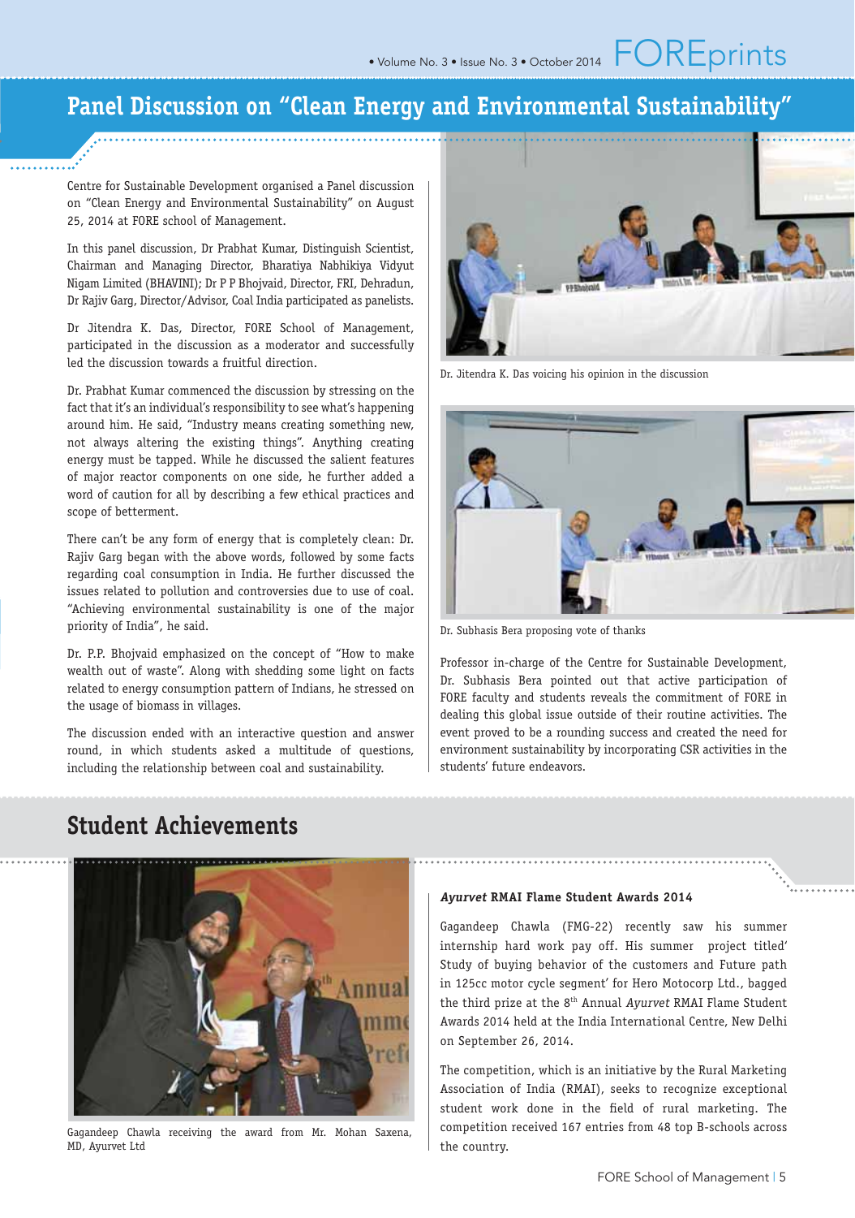## Panel Discussion on "Clean Energy and Environmental Sustainability"

Centre for Sustainable Development organised a Panel discussion on "Clean Energy and Environmental Sustainability" on August 25, 2014 at FORE school of Management.

In this panel discussion, Dr Prabhat Kumar, Distinguish Scientist, Chairman and Managing Director, Bharatiya Nabhikiya Vidyut Nigam Limited (BHAVINI); Dr P P Bhojvaid, Director, FRI, Dehradun, Dr Rajiv Garg, Director/Advisor, Coal India participated as panelists.

Dr Jitendra K. Das, Director, FORE School of Management, participated in the discussion as a moderator and successfully led the discussion towards a fruitful direction.

Dr. Prabhat Kumar commenced the discussion by stressing on the fact that it's an individual's responsibility to see what's happening around him. He said, "Industry means creating something new, not always altering the existing things". Anything creating energy must be tapped. While he discussed the salient features of major reactor components on one side, he further added a word of caution for all by describing a few ethical practices and scope of betterment.

There can't be any form of energy that is completely clean: Dr. Rajiv Garg began with the above words, followed by some facts regarding coal consumption in India. He further discussed the issues related to pollution and controversies due to use of coal. "Achieving environmental sustainability is one of the major priority of India", he said.

Dr. P.P. Bhojvaid emphasized on the concept of "How to make wealth out of waste". Along with shedding some light on facts related to energy consumption pattern of Indians, he stressed on the usage of biomass in villages.

The discussion ended with an interactive question and answer round, in which students asked a multitude of questions, including the relationship between coal and sustainability.

Dr. Jitendra K. Das voicing his opinion in the discussion

Dr. Subhasis Bera proposing vote of thanks

Professor in-charge of the Centre for Sustainable Development, Dr. Subhasis Bera pointed out that active participation of FORE faculty and students reveals the commitment of FORE in dealing this global issue outside of their routine activities. The event proved to be a rounding success and created the need for environment sustainability by incorporating CSR activities in the students' future endeavors.

## Student Achievements

Gagandeep Chawla receiving the award from Mr. Mohan Saxena, MD, Ayurvet Ltd

### *Ayurvet* RMAI Flame Student Awards 2014

Gagandeep Chawla (FMG-22) recently saw his summer internship hard work pay off. His summer project titled' Study of buying behavior of the customers and Future path in 125cc motor cycle segment' for Hero Motocorp Ltd., bagged the third prize at the 8th Annual *Ayurvet* RMAI Flame Student Awards 2014 held at the India International Centre, New Delhi on September 26, 2014.

The competition, which is an initiative by the Rural Marketing Association of India (RMAI), seeks to recognize exceptional student work done in the field of rural marketing. The competition received 167 entries from 48 top B-schools across the country.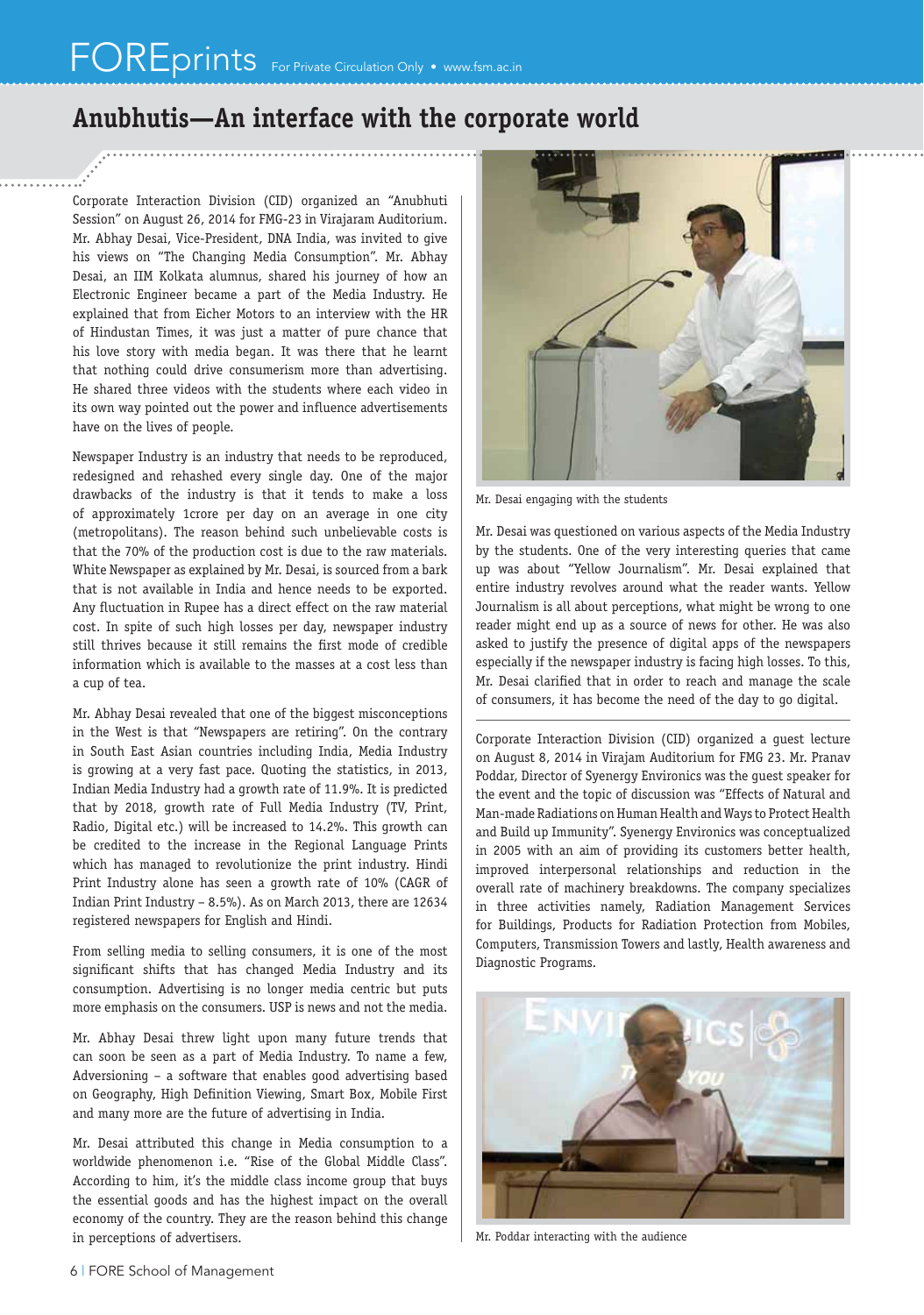# Anubhutis—An interface with the corporate world

Corporate Interaction Division (CID) organized an "Anubhuti Session" on August 26, 2014 for FMG-23 in Virajaram Auditorium. Mr. Abhay Desai, Vice-President, DNA India, was invited to give his views on "The Changing Media Consumption". Mr. Abhay Desai, an IIM Kolkata alumnus, shared his journey of how an Electronic Engineer became a part of the Media Industry. He explained that from Eicher Motors to an interview with the HR of Hindustan Times, it was just a matter of pure chance that his love story with media began. It was there that he learnt that nothing could drive consumerism more than advertising. He shared three videos with the students where each video in its own way pointed out the power and influence advertisements have on the lives of people.

Newspaper Industry is an industry that needs to be reproduced, redesigned and rehashed every single day. One of the major drawbacks of the industry is that it tends to make a loss of approximately 1crore per day on an average in one city (metropolitans). The reason behind such unbelievable costs is that the 70% of the production cost is due to the raw materials. White Newspaper as explained by Mr. Desai, is sourced from a bark that is not available in India and hence needs to be exported. Any fluctuation in Rupee has a direct effect on the raw material cost. In spite of such high losses per day, newspaper industry still thrives because it still remains the first mode of credible information which is available to the masses at a cost less than a cup of tea.

Mr. Abhay Desai revealed that one of the biggest misconceptions in the West is that "Newspapers are retiring". On the contrary in South East Asian countries including India, Media Industry is growing at a very fast pace. Quoting the statistics, in 2013, Indian Media Industry had a growth rate of 11.9%. It is predicted that by 2018, growth rate of Full Media Industry (TV, Print, Radio, Digital etc.) will be increased to 14.2%. This growth can be credited to the increase in the Regional Language Prints which has managed to revolutionize the print industry. Hindi Print Industry alone has seen a growth rate of 10% (CAGR of Indian Print Industry – 8.5%). As on March 2013, there are 12634 registered newspapers for English and Hindi.

From selling media to selling consumers, it is one of the most significant shifts that has changed Media Industry and its consumption. Advertising is no longer media centric but puts more emphasis on the consumers. USP is news and not the media.

Mr. Abhay Desai threw light upon many future trends that can soon be seen as a part of Media Industry. To name a few, Adversioning – a software that enables good advertising based on Geography, High Definition Viewing, Smart Box, Mobile First and many more are the future of advertising in India.

Mr. Desai attributed this change in Media consumption to a worldwide phenomenon i.e. "Rise of the Global Middle Class". According to him, it's the middle class income group that buys the essential goods and has the highest impact on the overall economy of the country. They are the reason behind this change in perceptions of advertisers.

Mr. Desai engaging with the students

Mr. Desai was questioned on various aspects of the Media Industry by the students. One of the very interesting queries that came up was about "Yellow Journalism". Mr. Desai explained that entire industry revolves around what the reader wants. Yellow Journalism is all about perceptions, what might be wrong to one reader might end up as a source of news for other. He was also asked to justify the presence of digital apps of the newspapers especially if the newspaper industry is facing high losses. To this, Mr. Desai clarified that in order to reach and manage the scale of consumers, it has become the need of the day to go digital.

Corporate Interaction Division (CID) organized a guest lecture on August 8, 2014 in Virajam Auditorium for FMG 23. Mr. Pranav Poddar, Director of Syenergy Environics was the guest speaker for the event and the topic of discussion was "Effects of Natural and Man-made Radiations on Human Health and Ways to Protect Health and Build up Immunity". Syenergy Environics was conceptualized in 2005 with an aim of providing its customers better health, improved interpersonal relationships and reduction in the overall rate of machinery breakdowns. The company specializes in three activities namely, Radiation Management Services for Buildings, Products for Radiation Protection from Mobiles, Computers, Transmission Towers and lastly, Health awareness and Diagnostic Programs.

Mr. Poddar interacting with the audience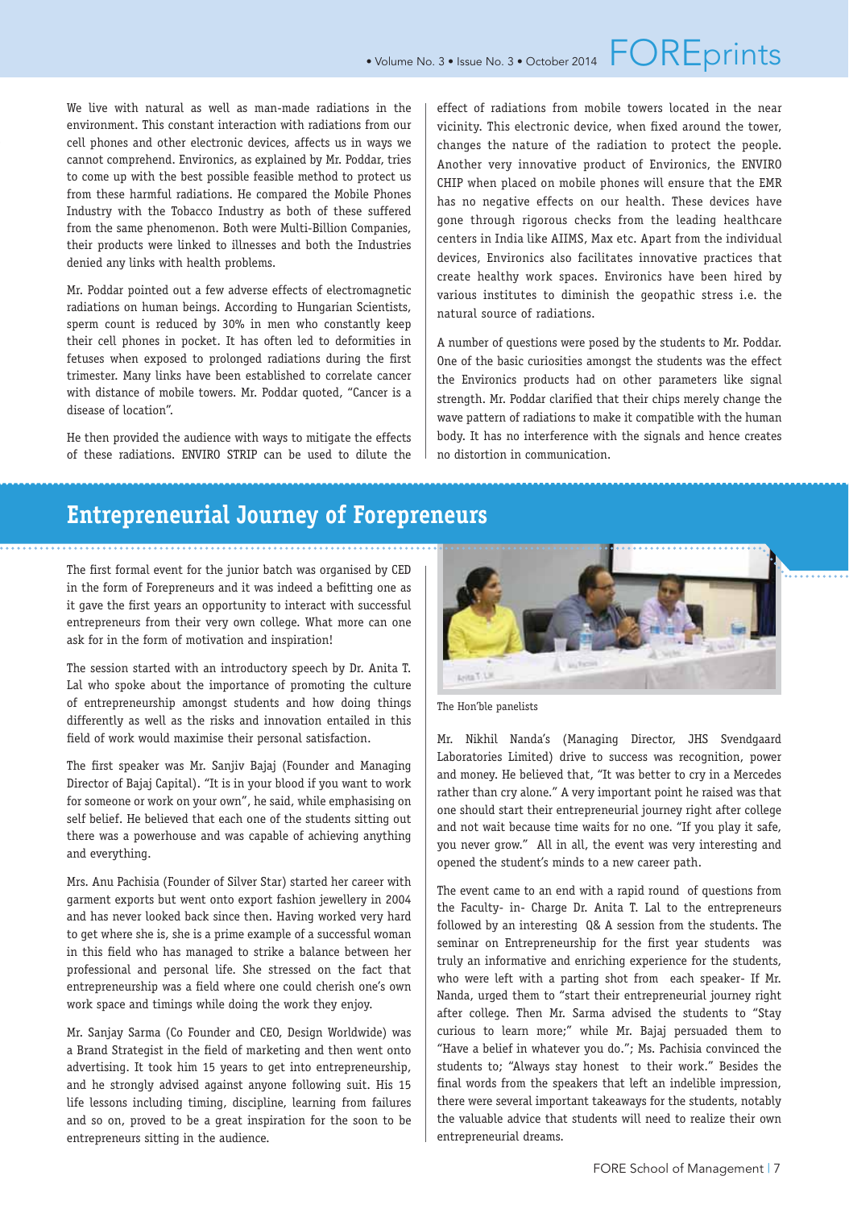We live with natural as well as man-made radiations in the environment. This constant interaction with radiations from our cell phones and other electronic devices, affects us in ways we cannot comprehend. Environics, as explained by Mr. Poddar, tries to come up with the best possible feasible method to protect us from these harmful radiations. He compared the Mobile Phones Industry with the Tobacco Industry as both of these suffered from the same phenomenon. Both were Multi-Billion Companies, their products were linked to illnesses and both the Industries denied any links with health problems.

Mr. Poddar pointed out a few adverse effects of electromagnetic radiations on human beings. According to Hungarian Scientists, sperm count is reduced by 30% in men who constantly keep their cell phones in pocket. It has often led to deformities in fetuses when exposed to prolonged radiations during the first trimester. Many links have been established to correlate cancer with distance of mobile towers. Mr. Poddar quoted, "Cancer is a disease of location".

He then provided the audience with ways to mitigate the effects of these radiations. ENVIRO STRIP can be used to dilute the effect of radiations from mobile towers located in the near vicinity. This electronic device, when fixed around the tower, changes the nature of the radiation to protect the people. Another very innovative product of Environics, the ENVIRO CHIP when placed on mobile phones will ensure that the EMR has no negative effects on our health. These devices have gone through rigorous checks from the leading healthcare centers in India like AIIMS, Max etc. Apart from the individual devices, Environics also facilitates innovative practices that create healthy work spaces. Environics have been hired by various institutes to diminish the geopathic stress i.e. the natural source of radiations.

A number of questions were posed by the students to Mr. Poddar. One of the basic curiosities amongst the students was the effect the Environics products had on other parameters like signal strength. Mr. Poddar clarified that their chips merely change the wave pattern of radiations to make it compatible with the human body. It has no interference with the signals and hence creates no distortion in communication.

## Entrepreneurial Journey of Forepreneurs

The first formal event for the junior batch was organised by CED in the form of Forepreneurs and it was indeed a befitting one as it gave the first years an opportunity to interact with successful entrepreneurs from their very own college. What more can one ask for in the form of motivation and inspiration!

The session started with an introductory speech by Dr. Anita T. Lal who spoke about the importance of promoting the culture of entrepreneurship amongst students and how doing things differently as well as the risks and innovation entailed in this field of work would maximise their personal satisfaction.

The first speaker was Mr. Sanjiv Bajaj (Founder and Managing Director of Bajaj Capital). "It is in your blood if you want to work for someone or work on your own", he said, while emphasising on self belief. He believed that each one of the students sitting out there was a powerhouse and was capable of achieving anything and everything.

Mrs. Anu Pachisia (Founder of Silver Star) started her career with garment exports but went onto export fashion jewellery in 2004 and has never looked back since then. Having worked very hard to get where she is, she is a prime example of a successful woman in this field who has managed to strike a balance between her professional and personal life. She stressed on the fact that entrepreneurship was a field where one could cherish one's own work space and timings while doing the work they enjoy.

Mr. Sanjay Sarma (Co Founder and CEO, Design Worldwide) was a Brand Strategist in the field of marketing and then went onto advertising. It took him 15 years to get into entrepreneurship, and he strongly advised against anyone following suit. His 15 life lessons including timing, discipline, learning from failures and so on, proved to be a great inspiration for the soon to be entrepreneurs sitting in the audience.

The Hon'ble panelists

Mr. Nikhil Nanda's (Managing Director, JHS Svendgaard Laboratories Limited) drive to success was recognition, power and money. He believed that, "It was better to cry in a Mercedes rather than cry alone." A very important point he raised was that one should start their entrepreneurial journey right after college and not wait because time waits for no one. "If you play it safe, you never grow." All in all, the event was very interesting and opened the student's minds to a new career path.

The event came to an end with a rapid round of questions from the Faculty- in- Charge Dr. Anita T. Lal to the entrepreneurs followed by an interesting Q& A session from the students. The seminar on Entrepreneurship for the first year students was truly an informative and enriching experience for the students, who were left with a parting shot from each speaker- If Mr. Nanda, urged them to "start their entrepreneurial journey right after college. Then Mr. Sarma advised the students to "Stay curious to learn more;" while Mr. Bajaj persuaded them to "Have a belief in whatever you do."; Ms. Pachisia convinced the students to; "Always stay honest to their work." Besides the final words from the speakers that left an indelible impression, there were several important takeaways for the students, notably the valuable advice that students will need to realize their own entrepreneurial dreams.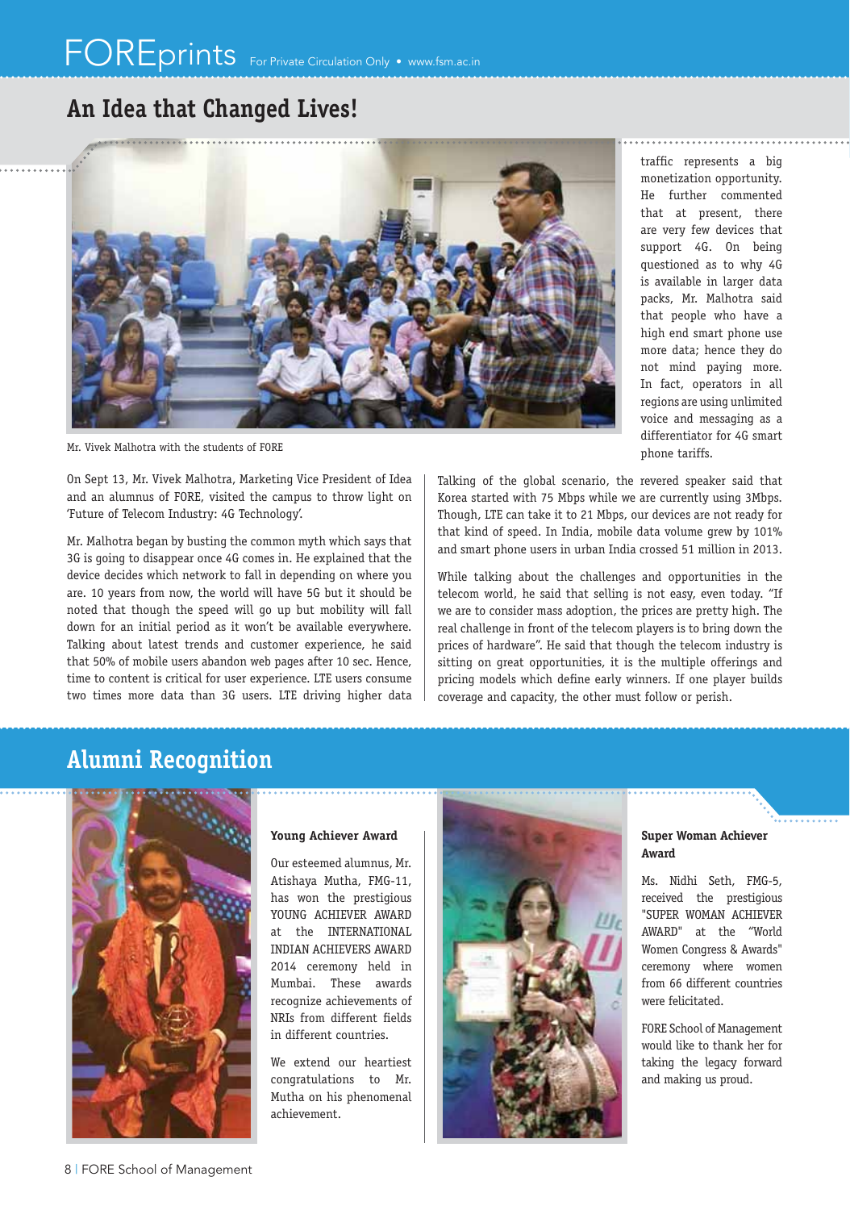## An Idea that Changed Lives!

Mr. Vivek Malhotra with the students of FORE

On Sept 13, Mr. Vivek Malhotra, Marketing Vice President of Idea and an alumnus of FORE, visited the campus to throw light on 'Future of Telecom Industry: 4G Technology'.

Mr. Malhotra began by busting the common myth which says that 3G is going to disappear once 4G comes in. He explained that the device decides which network to fall in depending on where you are. 10 years from now, the world will have 5G but it should be noted that though the speed will go up but mobility will fall down for an initial period as it won't be available everywhere. Talking about latest trends and customer experience, he said that 50% of mobile users abandon web pages after 10 sec. Hence, time to content is critical for user experience. LTE users consume two times more data than 3G users. LTE driving higher data traffic represents a big monetization opportunity. He further commented that at present, there are very few devices that support 4G. On being questioned as to why 4G is available in larger data packs, Mr. Malhotra said that people who have a high end smart phone use more data; hence they do not mind paying more. In fact, operators in all regions are using unlimited voice and messaging as a differentiator for 4G smart phone tariffs.

Talking of the global scenario, the revered speaker said that Korea started with 75 Mbps while we are currently using 3Mbps. Though, LTE can take it to 21 Mbps, our devices are not ready for that kind of speed. In India, mobile data volume grew by 101% and smart phone users in urban India crossed 51 million in 2013.

While talking about the challenges and opportunities in the telecom world, he said that selling is not easy, even today. "If we are to consider mass adoption, the prices are pretty high. The real challenge in front of the telecom players is to bring down the prices of hardware". He said that though the telecom industry is sitting on great opportunities, it is the multiple offerings and pricing models which define early winners. If one player builds coverage and capacity, the other must follow or perish.

## Alumni Recognition

### Young Achiever Award

Our esteemed alumnus, Mr. Atishaya Mutha, FMG-11, has won the prestigious YOUNG ACHIEVER AWARD at the INTERNATIONAL INDIAN ACHIEVERS AWARD 2014 ceremony held in Mumbai. These awards recognize achievements of NRIs from different fields in different countries.

We extend our heartiest congratulations to Mr. Mutha on his phenomenal achievement.

### Super Woman Achiever Award

Ms. Nidhi Seth, FMG-5, received the prestigious "SUPER WOMAN ACHIEVER AWARD" at the "World Women Congress & Awards" ceremony where women from 66 different countries were felicitated.

FORE School of Management would like to thank her for taking the legacy forward and making us proud.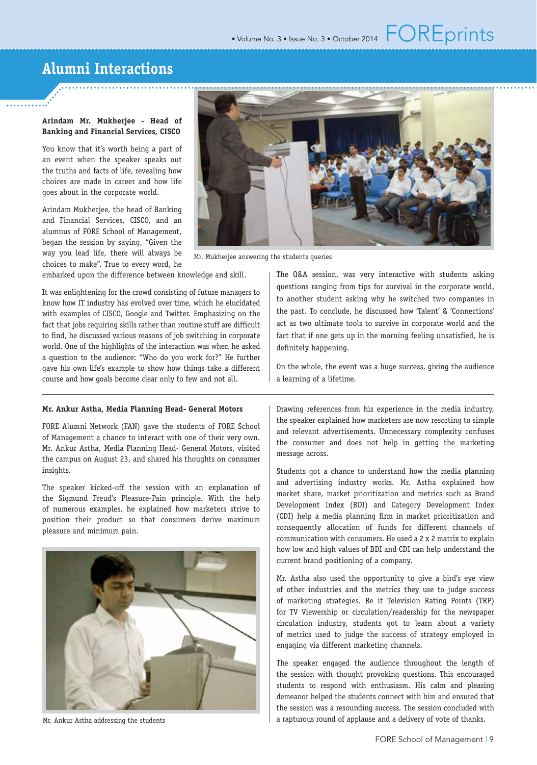# Alumni Interactions

**Arindam Mr. Mukherjee - Head of Banking and Financial Services, CISCO**

You know that it's worth being a part of an event when the speaker speaks out the truths and facts of life, revealing how choices are made in career and how life goes about in the corporate world.

Arindam Mukherjee, the head of Banking and Financial Services, CISCO, and an alumnus of FORE School of Management, began the session by saying, "Given the way you lead life, there will always be choices to make". True to every word, he embarked upon the difference between knowledge and skill.

Mr. Mukherjee answering the students queries

It was enlightening for the crowd consisting of future managers to know how IT industry has evolved over time, which he elucidated with examples of CISCO, Google and Twitter. Emphasizing on the fact that jobs requiring skills rather than routine stuff are difficult to find, he discussed various reasons of job switching in corporate world. One of the highlights of the interaction was when he asked a question to the audience: "Who do you work for?" He further gave his own life's example to show how things take a different course and how goals become clear only to few and not all.

The Q&A session, was very interactive with students asking questions ranging from tips for survival in the corporate world, to another student asking why he switched two companies in the past. To conclude, he discussed how 'Talent' & 'Connections' act as two ultimate tools to survive in corporate world and the fact that if one gets up in the morning feeling unsatisfied, he is definitely happening.

On the whole, the event was a huge success, giving the audience a learning of a lifetime.

---

**Mr. Ankur Astha, Media Planning Head- General Motors**

FORE Alumni Network (FAN) gave the students of FORE School of Management a chance to interact with one of their very own. Mr. Ankur Astha, Media Planning Head- General Motors, visited the campus on August 23, and shared his thoughts on consumer insights.

The speaker kicked-off the session with an explanation of the Sigmund Freud's Pleasure-Pain principle. With the help of numerous examples, he explained how marketers strive to position their product so that consumers derive maximum pleasure and minimum pain.

Mr. Ankur Astha addressing the students

Drawing references from his experience in the media industry, the speaker explained how marketers are now resorting to simple and relevant advertisements. Unnecessary complexity confuses the consumer and does not help in getting the marketing message across.

Students got a chance to understand how the media planning and advertising industry works. Mr. Astha explained how market share, market prioritization and metrics such as Brand Development Index (BDI) and Category Development Index (CDI) help a media planning firm in market prioritization and consequently allocation of funds for different channels of communication with consumers. He used a 2 x 2 matrix to explain how low and high values of BDI and CDI can help understand the current brand positioning of a company.

Mr. Astha also used the opportunity to give a bird's eye view of other industries and the metrics they use to judge success of marketing strategies. Be it Television Rating Points (TRP) for TV Viewership or circulation/readership for the newspaper circulation industry, students got to learn about a variety of metrics used to judge the success of strategy employed in engaging via different marketing channels.

The speaker engaged the audience throughout the length of the session with thought provoking questions. This encouraged students to respond with enthusiasm. His calm and pleasing demeanor helped the students connect with him and ensured that the session was a resounding success. The session concluded with a rapturous round of applause and a delivery of vote of thanks.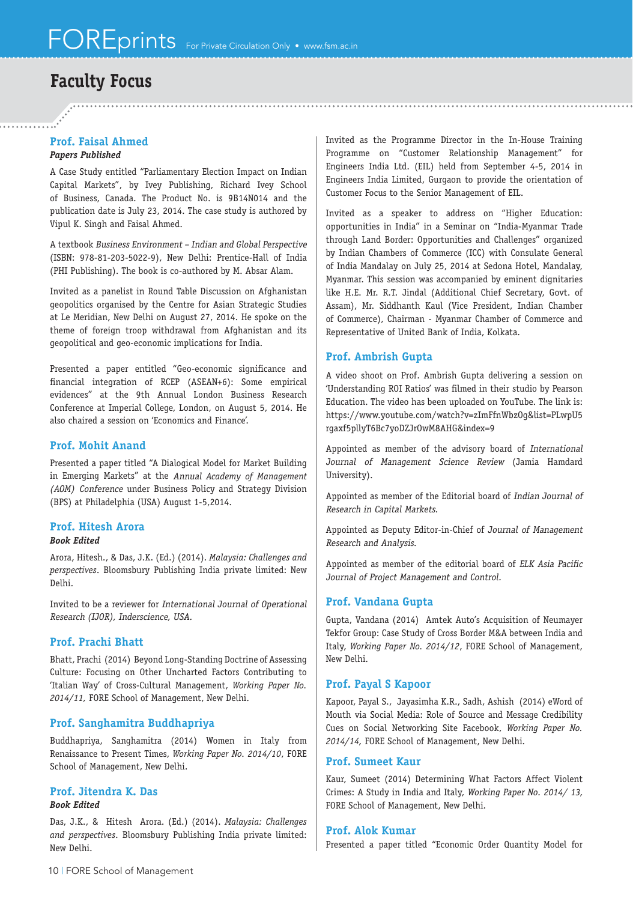# Faculty Focus

### Prof. Faisal Ahmed

***Papers Published***

A Case Study entitled "Parliamentary Election Impact on Indian Capital Markets", by Ivey Publishing, Richard Ivey School of Business, Canada. The Product No. is 9B14N014 and the publication date is July 23, 2014. The case study is authored by Vipul K. Singh and Faisal Ahmed.

A textbook *Business Environment – Indian and Global Perspective* (ISBN: 978-81-203-5022-9), New Delhi: Prentice-Hall of India (PHI Publishing). The book is co-authored by M. Absar Alam.

Invited as a panelist in Round Table Discussion on Afghanistan geopolitics organised by the Centre for Asian Strategic Studies at Le Meridian, New Delhi on August 27, 2014. He spoke on the theme of foreign troop withdrawal from Afghanistan and its geopolitical and geo-economic implications for India.

Presented a paper entitled "Geo-economic significance and financial integration of RCEP (ASEAN+6): Some empirical evidences" at the 9th Annual London Business Research Conference at Imperial College, London, on August 5, 2014. He also chaired a session on 'Economics and Finance'.

### Prof. Mohit Anand

Presented a paper titled "A Dialogical Model for Market Building in Emerging Markets" at the *Annual Academy of Management (AOM) Conference* under Business Policy and Strategy Division (BPS) at Philadelphia (USA) August 1-5,2014.

### Prof. Hitesh Arora

***Book Edited***

Arora, Hitesh., & Das, J.K. (Ed.) (2014). *Malaysia: Challenges and perspectives*. Bloomsbury Publishing India private limited: New Delhi.

Invited to be a reviewer for *International Journal of Operational Research (IJOR), Inderscience, USA.*

### Prof. Prachi Bhatt

Bhatt, Prachi (2014) Beyond Long-Standing Doctrine of Assessing Culture: Focusing on Other Uncharted Factors Contributing to 'Italian Way' of Cross-Cultural Management, *Working Paper No. 2014/11,* FORE School of Management, New Delhi.

### Prof. Sanghamitra Buddhapriya

Buddhapriya, Sanghamitra (2014) Women in Italy from Renaissance to Present Times, *Working Paper No. 2014/10*, FORE School of Management, New Delhi.

### Prof. Jitendra K. Das

***Book Edited***

Das, J.K., & Hitesh Arora. (Ed.) (2014). *Malaysia: Challenges and perspectives*. Bloomsbury Publishing India private limited: New Delhi.

Invited as the Programme Director in the In-House Training Programme on "Customer Relationship Management" for Engineers India Ltd. (EIL) held from September 4-5, 2014 in Engineers India Limited, Gurgaon to provide the orientation of Customer Focus to the Senior Management of EIL.

Invited as a speaker to address on "Higher Education: opportunities in India" in a Seminar on "India-Myanmar Trade through Land Border: Opportunities and Challenges" organized by Indian Chambers of Commerce (ICC) with Consulate General of India Mandalay on July 25, 2014 at Sedona Hotel, Mandalay, Myanmar. This session was accompanied by eminent dignitaries like H.E. Mr. R.T. Jindal (Additional Chief Secretary, Govt. of Assam), Mr. Siddhanth Kaul (Vice President, Indian Chamber of Commerce), Chairman - Myanmar Chamber of Commerce and Representative of United Bank of India, Kolkata.

### Prof. Ambrish Gupta

A video shoot on Prof. Ambrish Gupta delivering a session on 'Understanding ROI Ratios' was filmed in their studio by Pearson Education. The video has been uploaded on YouTube. The link is: https://www.youtube.com/watch?v=zImFfnWbz0g&list=PLwpU5rgaxf5pllyT6Bc7yoDZJrOwM8AHG&index=9

Appointed as member of the advisory board of *International Journal of Management Science Review* (Jamia Hamdard University).

Appointed as member of the Editorial board of *Indian Journal of Research in Capital Markets.*

Appointed as Deputy Editor-in-Chief of *Journal of Management Research and Analysis.*

Appointed as member of the editorial board of *ELK Asia Pacific Journal of Project Management and Control.*

### Prof. Vandana Gupta

Gupta, Vandana (2014) Amtek Auto's Acquisition of Neumayer Tekfor Group: Case Study of Cross Border M&A between India and Italy, *Working Paper No. 2014/12*, FORE School of Management, New Delhi.

### Prof. Payal S Kapoor

Kapoor, Payal S., Jayasimha K.R., Sadh, Ashish (2014) eWord of Mouth via Social Media: Role of Source and Message Credibility Cues on Social Networking Site Facebook, *Working Paper No. 2014/14,* FORE School of Management, New Delhi.

### Prof. Sumeet Kaur

Kaur, Sumeet (2014) Determining What Factors Affect Violent Crimes: A Study in India and Italy, *Working Paper No. 2014/ 13,* FORE School of Management, New Delhi.

### Prof. Alok Kumar

Presented a paper titled "Economic Order Quantity Model for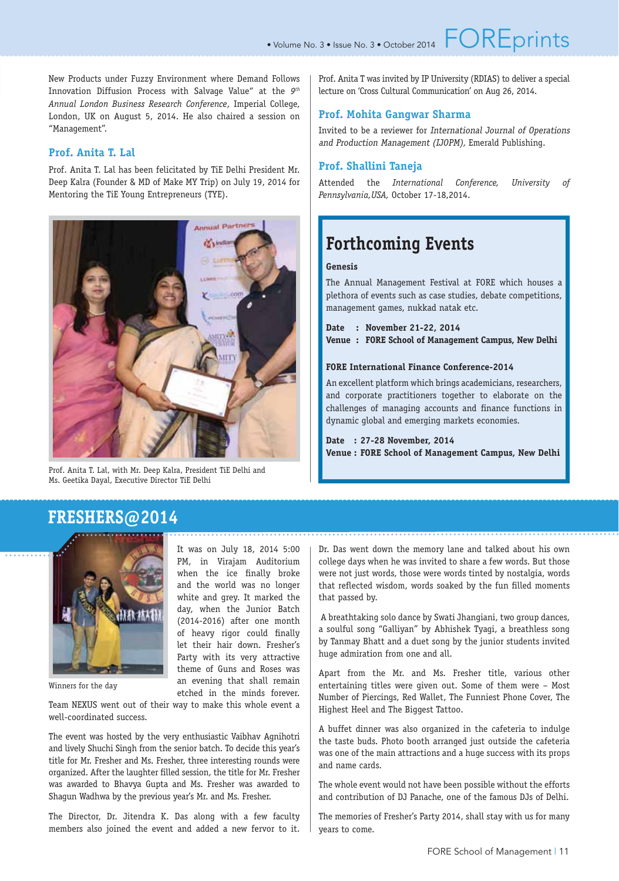New Products under Fuzzy Environment where Demand Follows Innovation Diffusion Process with Salvage Value" at the *9th Annual London Business Research Conference*, Imperial College, London, UK on August 5, 2014. He also chaired a session on "Management".

### Prof. Anita T. Lal

Prof. Anita T. Lal has been felicitated by TiE Delhi President Mr. Deep Kalra (Founder & MD of Make MY Trip) on July 19, 2014 for Mentoring the TiE Young Entrepreneurs (TYE).

Prof. Anita T. Lal, with Mr. Deep Kalra, President TiE Delhi and Ms. Geetika Dayal, Executive Director TiE Delhi

Prof. Anita T was invited by IP University (RDIAS) to deliver a special lecture on 'Cross Cultural Communication' on Aug 26, 2014.

### Prof. Mohita Gangwar Sharma

Invited to be a reviewer for *International Journal of Operations and Production Management (IJOPM)*, Emerald Publishing.

### Prof. Shallini Taneja

Attended the *International Conference, University of Pennsylvania,USA,* October 17-18,2014.

## Forthcoming Events

**Genesis**

The Annual Management Festival at FORE which houses a plethora of events such as case studies, debate competitions, management games, nukkad natak etc.

**Date : November 21-22, 2014**
**Venue : FORE School of Management Campus, New Delhi**

**FORE International Finance Conference-2014**

An excellent platform which brings academicians, researchers, and corporate practitioners together to elaborate on the challenges of managing accounts and finance functions in dynamic global and emerging markets economies.

**Date : 27-28 November, 2014**
**Venue : FORE School of Management Campus, New Delhi**

## FRESHERS@2014

Winners for the day

It was on July 18, 2014 5:00 PM, in Virajam Auditorium when the ice finally broke and the world was no longer white and grey. It marked the day, when the Junior Batch (2014-2016) after one month of heavy rigor could finally let their hair down. Fresher's Party with its very attractive theme of Guns and Roses was an evening that shall remain etched in the minds forever. Team NEXUS went out of their way to make this whole event a well-coordinated success.

The event was hosted by the very enthusiastic Vaibhav Agnihotri and lively Shuchi Singh from the senior batch. To decide this year's title for Mr. Fresher and Ms. Fresher, three interesting rounds were organized. After the laughter filled session, the title for Mr. Fresher was awarded to Bhavya Gupta and Ms. Fresher was awarded to Shagun Wadhwa by the previous year's Mr. and Ms. Fresher.

The Director, Dr. Jitendra K. Das along with a few faculty members also joined the event and added a new fervor to it. Dr. Das went down the memory lane and talked about his own college days when he was invited to share a few words. But those were not just words, those were words tinted by nostalgia, words that reflected wisdom, words soaked by the fun filled moments that passed by.

A breathtaking solo dance by Swati Jhangiani, two group dances, a soulful song "Galliyan" by Abhishek Tyagi, a breathless song by Tanmay Bhatt and a duet song by the junior students invited huge admiration from one and all.

Apart from the Mr. and Ms. Fresher title, various other entertaining titles were given out. Some of them were – Most Number of Piercings, Red Wallet, The Funniest Phone Cover, The Highest Heel and The Biggest Tattoo.

A buffet dinner was also organized in the cafeteria to indulge the taste buds. Photo booth arranged just outside the cafeteria was one of the main attractions and a huge success with its props and name cards.

The whole event would not have been possible without the efforts and contribution of DJ Panache, one of the famous DJs of Delhi.

The memories of Fresher's Party 2014, shall stay with us for many years to come.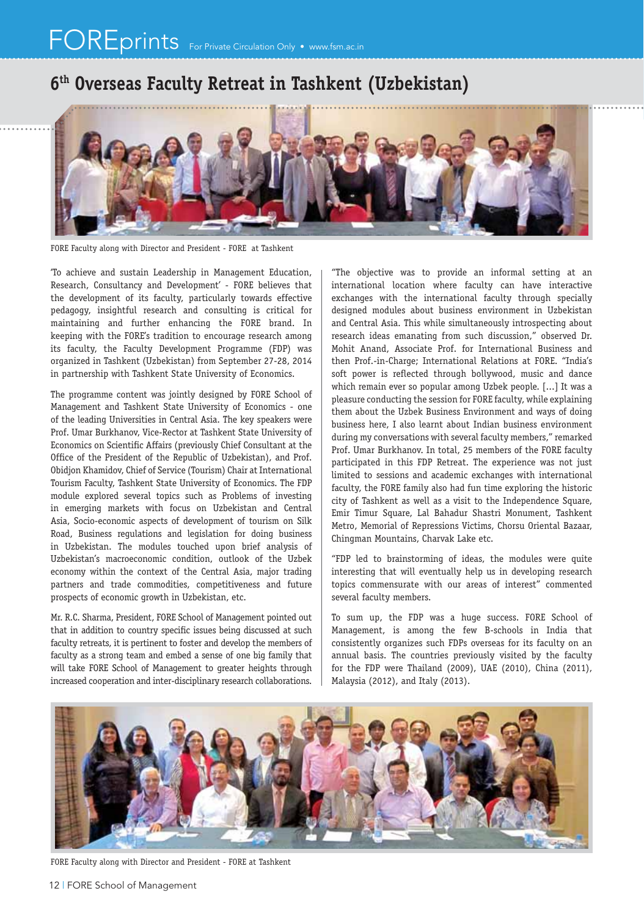# 6th Overseas Faculty Retreat in Tashkent (Uzbekistan)

FORE Faculty along with Director and President - FORE at Tashkent

'To achieve and sustain Leadership in Management Education, Research, Consultancy and Development' - FORE believes that the development of its faculty, particularly towards effective pedagogy, insightful research and consulting is critical for maintaining and further enhancing the FORE brand. In keeping with the FORE's tradition to encourage research among its faculty, the Faculty Development Programme (FDP) was organized in Tashkent (Uzbekistan) from September 27-28, 2014 in partnership with Tashkent State University of Economics.

The programme content was jointly designed by FORE School of Management and Tashkent State University of Economics - one of the leading Universities in Central Asia. The key speakers were Prof. Umar Burkhanov, Vice-Rector at Tashkent State University of Economics on Scientific Affairs (previously Chief Consultant at the Office of the President of the Republic of Uzbekistan), and Prof. Obidjon Khamidov, Chief of Service (Tourism) Chair at International Tourism Faculty, Tashkent State University of Economics. The FDP module explored several topics such as Problems of investing in emerging markets with focus on Uzbekistan and Central Asia, Socio-economic aspects of development of tourism on Silk Road, Business regulations and legislation for doing business in Uzbekistan. The modules touched upon brief analysis of Uzbekistan's macroeconomic condition, outlook of the Uzbek economy within the context of the Central Asia, major trading partners and trade commodities, competitiveness and future prospects of economic growth in Uzbekistan, etc.

Mr. R.C. Sharma, President, FORE School of Management pointed out that in addition to country specific issues being discussed at such faculty retreats, it is pertinent to foster and develop the members of faculty as a strong team and embed a sense of one big family that will take FORE School of Management to greater heights through increased cooperation and inter-disciplinary research collaborations.

"The objective was to provide an informal setting at an international location where faculty can have interactive exchanges with the international faculty through specially designed modules about business environment in Uzbekistan and Central Asia. This while simultaneously introspecting about research ideas emanating from such discussion," observed Dr. Mohit Anand, Associate Prof. for International Business and then Prof.-in-Charge; International Relations at FORE. "India's soft power is reflected through bollywood, music and dance which remain ever so popular among Uzbek people. [...] It was a pleasure conducting the session for FORE faculty, while explaining them about the Uzbek Business Environment and ways of doing business here, I also learnt about Indian business environment during my conversations with several faculty members," remarked Prof. Umar Burkhanov. In total, 25 members of the FORE faculty participated in this FDP Retreat. The experience was not just limited to sessions and academic exchanges with international faculty, the FORE family also had fun time exploring the historic city of Tashkent as well as a visit to the Independence Square, Emir Timur Square, Lal Bahadur Shastri Monument, Tashkent Metro, Memorial of Repressions Victims, Chorsu Oriental Bazaar, Chingman Mountains, Charvak Lake etc.

"FDP led to brainstorming of ideas, the modules were quite interesting that will eventually help us in developing research topics commensurate with our areas of interest" commented several faculty members.

To sum up, the FDP was a huge success. FORE School of Management, is among the few B-schools in India that consistently organizes such FDPs overseas for its faculty on an annual basis. The countries previously visited by the faculty for the FDP were Thailand (2009), UAE (2010), China (2011), Malaysia (2012), and Italy (2013).

FORE Faculty along with Director and President - FORE at Tashkent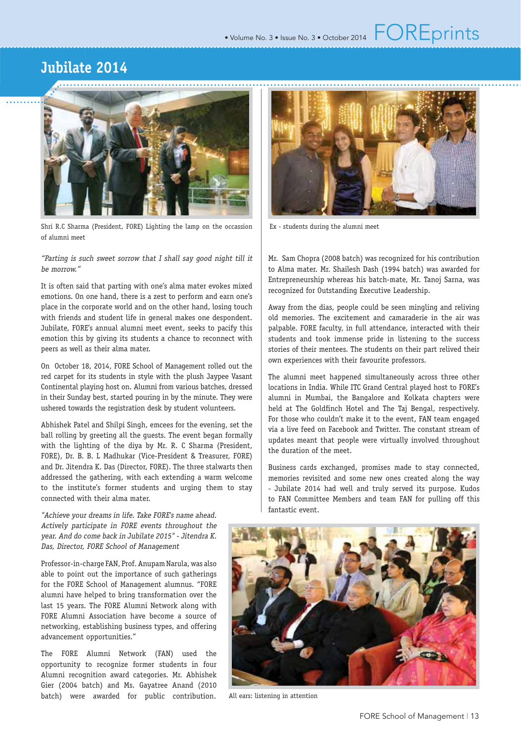## Jubilate 2014

Shri R.C Sharma (President, FORE) Lighting the lamp on the occassion of alumni meet

Ex - students during the alumni meet

*"Parting is such sweet sorrow that I shall say good night till it be morrow."*

It is often said that parting with one's alma mater evokes mixed emotions. On one hand, there is a zest to perform and earn one's place in the corporate world and on the other hand, losing touch with friends and student life in general makes one despondent. Jubilate, FORE's annual alumni meet event, seeks to pacify this emotion this by giving its students a chance to reconnect with peers as well as their alma mater.

On October 18, 2014, FORE School of Management rolled out the red carpet for its students in style with the plush Jaypee Vasant Continental playing host on. Alumni from various batches, dressed in their Sunday best, started pouring in by the minute. They were ushered towards the registration desk by student volunteers.

Abhishek Patel and Shilpi Singh, emcees for the evening, set the ball rolling by greeting all the guests. The event began formally with the lighting of the diya by Mr. R. C Sharma (President, FORE), Dr. B. B. L Madhukar (Vice-President & Treasurer, FORE) and Dr. Jitendra K. Das (Director, FORE). The three stalwarts then addressed the gathering, with each extending a warm welcome to the institute's former students and urging them to stay connected with their alma mater.

*"Achieve your dreams in life. Take FORE's name ahead. Actively participate in FORE events throughout the year. And do come back in Jubilate 2015" - Jitendra K. Das, Director, FORE School of Management*

Professor-in-charge FAN, Prof. Anupam Narula, was also able to point out the importance of such gatherings for the FORE School of Management alumnus. "FORE alumni have helped to bring transformation over the last 15 years. The FORE Alumni Network along with FORE Alumni Association have become a source of networking, establishing business types, and offering advancement opportunities."

The FORE Alumni Network (FAN) used the opportunity to recognize former students in four Alumni recognition award categories. Mr. Abhishek Gier (2004 batch) and Ms. Gayatree Anand (2010 batch) were awarded for public contribution. Mr. Sam Chopra (2008 batch) was recognized for his contribution to Alma mater. Mr. Shailesh Dash (1994 batch) was awarded for Entrepreneurship whereas his batch-mate, Mr. Tanoj Sarna, was recognized for Outstanding Executive Leadership.

Away from the dias, people could be seen mingling and reliving old memories. The excitement and camaraderie in the air was palpable. FORE faculty, in full attendance, interacted with their students and took immense pride in listening to the success stories of their mentees. The students on their part relived their own experiences with their favourite professors.

The alumni meet happened simultaneously across three other locations in India. While ITC Grand Central played host to FORE's alumni in Mumbai, the Bangalore and Kolkata chapters were held at The Goldfinch Hotel and The Taj Bengal, respectively. For those who couldn't make it to the event, FAN team engaged via a live feed on Facebook and Twitter. The constant stream of updates meant that people were virtually involved throughout the duration of the meet.

Business cards exchanged, promises made to stay connected, memories revisited and some new ones created along the way - Jubilate 2014 had well and truly served its purpose. Kudos to FAN Committee Members and team FAN for pulling off this fantastic event.

All ears: listening in attention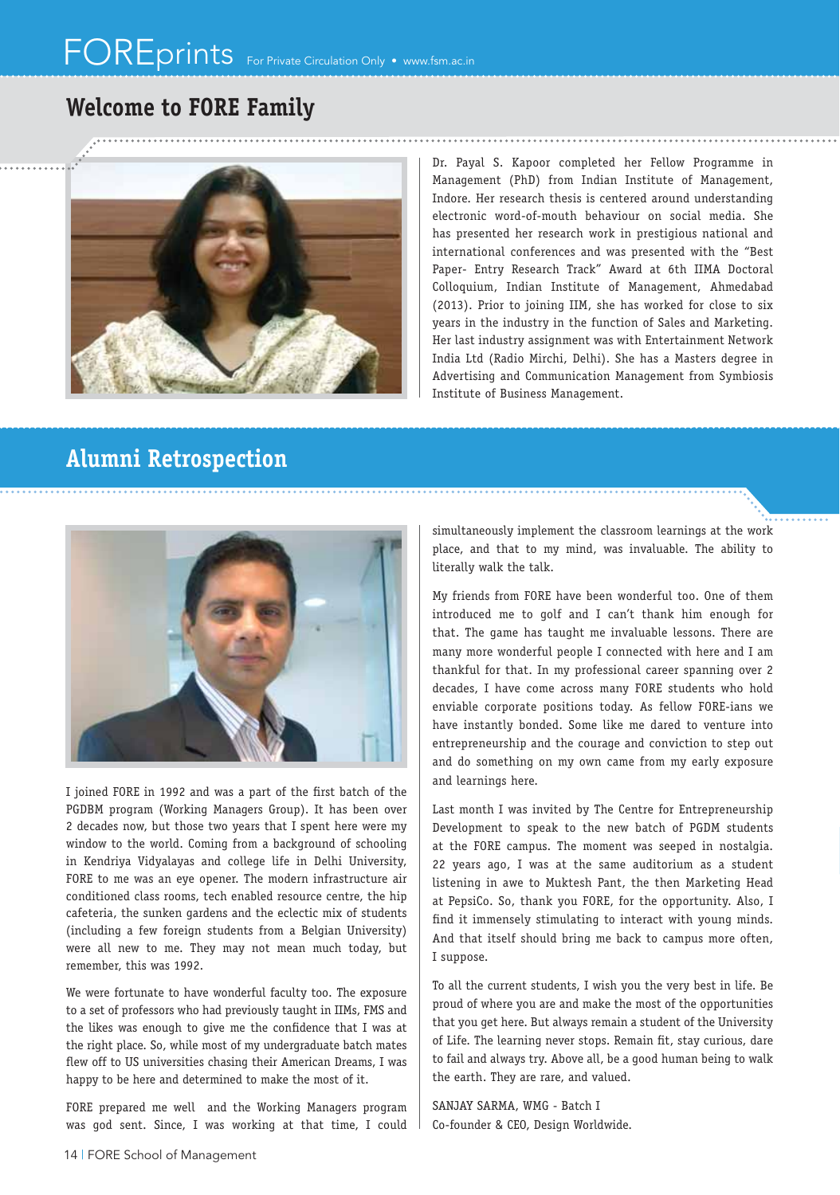## Welcome to FORE Family

Dr. Payal S. Kapoor completed her Fellow Programme in Management (PhD) from Indian Institute of Management, Indore. Her research thesis is centered around understanding electronic word-of-mouth behaviour on social media. She has presented her research work in prestigious national and international conferences and was presented with the "Best Paper- Entry Research Track" Award at 6th IIMA Doctoral Colloquium, Indian Institute of Management, Ahmedabad (2013). Prior to joining IIM, she has worked for close to six years in the industry in the function of Sales and Marketing. Her last industry assignment was with Entertainment Network India Ltd (Radio Mirchi, Delhi). She has a Masters degree in Advertising and Communication Management from Symbiosis Institute of Business Management.

## Alumni Retrospection

I joined FORE in 1992 and was a part of the first batch of the PGDBM program (Working Managers Group). It has been over 2 decades now, but those two years that I spent here were my window to the world. Coming from a background of schooling in Kendriya Vidyalayas and college life in Delhi University, FORE to me was an eye opener. The modern infrastructure air conditioned class rooms, tech enabled resource centre, the hip cafeteria, the sunken gardens and the eclectic mix of students (including a few foreign students from a Belgian University) were all new to me. They may not mean much today, but remember, this was 1992.

We were fortunate to have wonderful faculty too. The exposure to a set of professors who had previously taught in IIMs, FMS and the likes was enough to give me the confidence that I was at the right place. So, while most of my undergraduate batch mates flew off to US universities chasing their American Dreams, I was happy to be here and determined to make the most of it.

FORE prepared me well and the Working Managers program was god sent. Since, I was working at that time, I could simultaneously implement the classroom learnings at the work place, and that to my mind, was invaluable. The ability to literally walk the talk.

My friends from FORE have been wonderful too. One of them introduced me to golf and I can't thank him enough for that. The game has taught me invaluable lessons. There are many more wonderful people I connected with here and I am thankful for that. In my professional career spanning over 2 decades, I have come across many FORE students who hold enviable corporate positions today. As fellow FORE-ians we have instantly bonded. Some like me dared to venture into entrepreneurship and the courage and conviction to step out and do something on my own came from my early exposure and learnings here.

Last month I was invited by The Centre for Entrepreneurship Development to speak to the new batch of PGDM students at the FORE campus. The moment was seeped in nostalgia. 22 years ago, I was at the same auditorium as a student listening in awe to Muktesh Pant, the then Marketing Head at PepsiCo. So, thank you FORE, for the opportunity. Also, I find it immensely stimulating to interact with young minds. And that itself should bring me back to campus more often, I suppose.

To all the current students, I wish you the very best in life. Be proud of where you are and make the most of the opportunities that you get here. But always remain a student of the University of Life. The learning never stops. Remain fit, stay curious, dare to fail and always try. Above all, be a good human being to walk the earth. They are rare, and valued.

SANJAY SARMA, WMG - Batch I
Co-founder & CEO, Design Worldwide.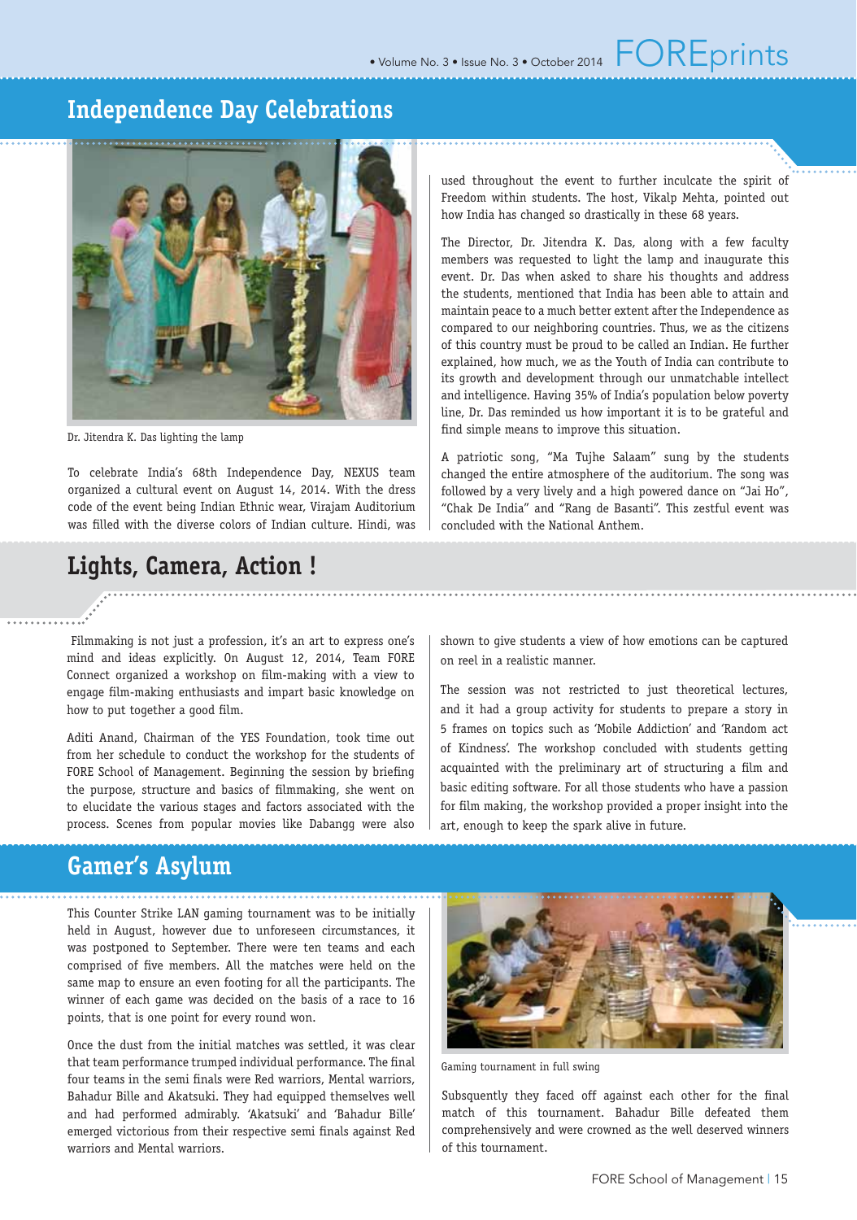## Independence Day Celebrations

Dr. Jitendra K. Das lighting the lamp

To celebrate India's 68th Independence Day, NEXUS team organized a cultural event on August 14, 2014. With the dress code of the event being Indian Ethnic wear, Virajam Auditorium was filled with the diverse colors of Indian culture. Hindi, was used throughout the event to further inculcate the spirit of Freedom within students. The host, Vikalp Mehta, pointed out how India has changed so drastically in these 68 years.

The Director, Dr. Jitendra K. Das, along with a few faculty members was requested to light the lamp and inaugurate this event. Dr. Das when asked to share his thoughts and address the students, mentioned that India has been able to attain and maintain peace to a much better extent after the Independence as compared to our neighboring countries. Thus, we as the citizens of this country must be proud to be called an Indian. He further explained, how much, we as the Youth of India can contribute to its growth and development through our unmatchable intellect and intelligence. Having 35% of India's population below poverty line, Dr. Das reminded us how important it is to be grateful and find simple means to improve this situation.

A patriotic song, "Ma Tujhe Salaam" sung by the students changed the entire atmosphere of the auditorium. The song was followed by a very lively and a high powered dance on "Jai Ho", "Chak De India" and "Rang de Basanti". This zestful event was concluded with the National Anthem.

## Lights, Camera, Action !

Filmmaking is not just a profession, it's an art to express one's mind and ideas explicitly. On August 12, 2014, Team FORE Connect organized a workshop on film-making with a view to engage film-making enthusiasts and impart basic knowledge on how to put together a good film.

Aditi Anand, Chairman of the YES Foundation, took time out from her schedule to conduct the workshop for the students of FORE School of Management. Beginning the session by briefing the purpose, structure and basics of filmmaking, she went on to elucidate the various stages and factors associated with the process. Scenes from popular movies like Dabangg were also shown to give students a view of how emotions can be captured on reel in a realistic manner.

The session was not restricted to just theoretical lectures, and it had a group activity for students to prepare a story in 5 frames on topics such as 'Mobile Addiction' and 'Random act of Kindness'. The workshop concluded with students getting acquainted with the preliminary art of structuring a film and basic editing software. For all those students who have a passion for film making, the workshop provided a proper insight into the art, enough to keep the spark alive in future.

## Gamer's Asylum

This Counter Strike LAN gaming tournament was to be initially held in August, however due to unforeseen circumstances, it was postponed to September. There were ten teams and each comprised of five members. All the matches were held on the same map to ensure an even footing for all the participants. The winner of each game was decided on the basis of a race to 16 points, that is one point for every round won.

Once the dust from the initial matches was settled, it was clear that team performance trumped individual performance. The final four teams in the semi finals were Red warriors, Mental warriors, Bahadur Bille and Akatsuki. They had equipped themselves well and had performed admirably. 'Akatsuki' and 'Bahadur Bille' emerged victorious from their respective semi finals against Red warriors and Mental warriors.

Gaming tournament in full swing

Subsequently they faced off against each other for the final match of this tournament. Bahadur Bille defeated them comprehensively and were crowned as the well deserved winners of this tournament.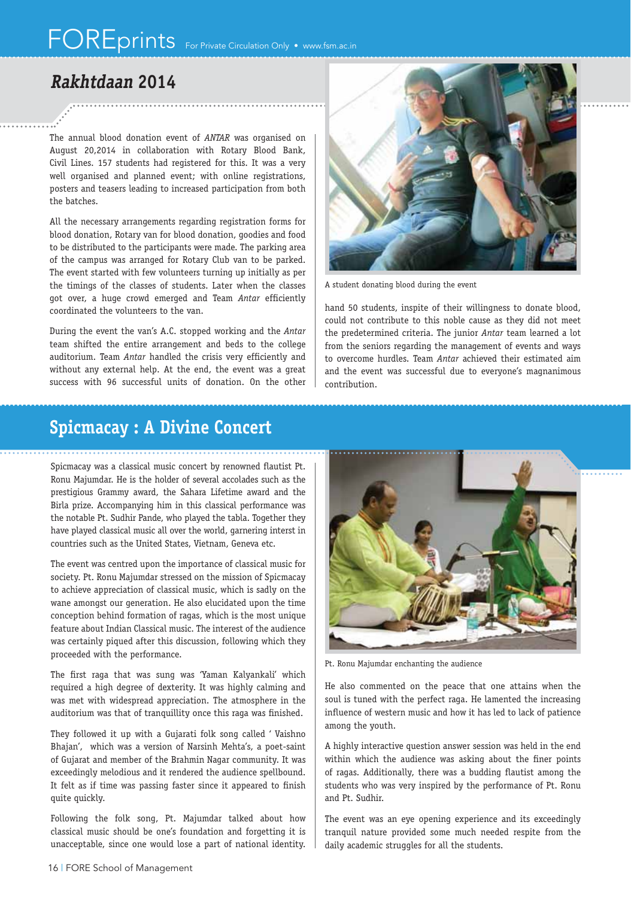## *Rakhtdaan* 2014

The annual blood donation event of *ANTAR* was organised on August 20,2014 in collaboration with Rotary Blood Bank, Civil Lines. 157 students had registered for this. It was a very well organised and planned event; with online registrations, posters and teasers leading to increased participation from both the batches.

All the necessary arrangements regarding registration forms for blood donation, Rotary van for blood donation, goodies and food to be distributed to the participants were made. The parking area of the campus was arranged for Rotary Club van to be parked. The event started with few volunteers turning up initially as per the timings of the classes of students. Later when the classes got over, a huge crowd emerged and Team *Antar* efficiently coordinated the volunteers to the van.

During the event the van's A.C. stopped working and the *Antar* team shifted the entire arrangement and beds to the college auditorium. Team *Antar* handled the crisis very efficiently and without any external help. At the end, the event was a great success with 96 successful units of donation. On the other hand 50 students, inspite of their willingness to donate blood, could not contribute to this noble cause as they did not meet the predetermined criteria. The junior *Antar* team learned a lot from the seniors regarding the management of events and ways to overcome hurdles. Team *Antar* achieved their estimated aim and the event was successful due to everyone's magnanimous contribution.

A student donating blood during the event

## Spicmacay : A Divine Concert

Spicmacay was a classical music concert by renowned flautist Pt. Ronu Majumdar. He is the holder of several accolades such as the prestigious Grammy award, the Sahara Lifetime award and the Birla prize. Accompanying him in this classical performance was the notable Pt. Sudhir Pande, who played the tabla. Together they have played classical music all over the world, garnering interest in countries such as the United States, Vietnam, Geneva etc.

The event was centred upon the importance of classical music for society. Pt. Ronu Majumdar stressed on the mission of Spicmacay to achieve appreciation of classical music, which is sadly on the wane amongst our generation. He also elucidated upon the time conception behind formation of ragas, which is the most unique feature about Indian Classical music. The interest of the audience was certainly piqued after this discussion, following which they proceeded with the performance.

The first raga that was sung was 'Yaman Kalyankali' which required a high degree of dexterity. It was highly calming and was met with widespread appreciation. The atmosphere in the auditorium was that of tranquillity once this raga was finished.

They followed it up with a Gujarati folk song called ' Vaishno Bhajan', which was a version of Narsinh Mehta's, a poet-saint of Gujarat and member of the Brahmin Nagar community. It was exceedingly melodious and it rendered the audience spellbound. It felt as if time was passing faster since it appeared to finish quite quickly.

Following the folk song, Pt. Majumdar talked about how classical music should be one's foundation and forgetting it is unacceptable, since one would lose a part of national identity. He also commented on the peace that one attains when the soul is tuned with the perfect raga. He lamented the increasing influence of western music and how it has led to lack of patience among the youth.

Pt. Ronu Majumdar enchanting the audience

A highly interactive question answer session was held in the end within which the audience was asking about the finer points of ragas. Additionally, there was a budding flautist among the students who was very inspired by the performance of Pt. Ronu and Pt. Sudhir.

The event was an eye opening experience and its exceedingly tranquil nature provided some much needed respite from the daily academic struggles for all the students.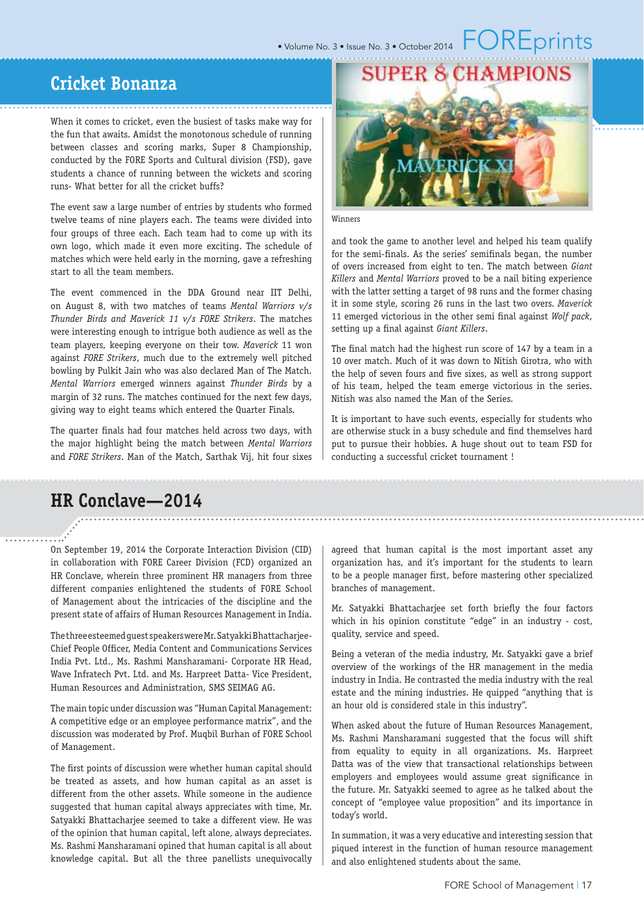## Cricket Bonanza

When it comes to cricket, even the busiest of tasks make way for the fun that awaits. Amidst the monotonous schedule of running between classes and scoring marks, Super 8 Championship, conducted by the FORE Sports and Cultural division (FSD), gave students a chance of running between the wickets and scoring runs- What better for all the cricket buffs?

The event saw a large number of entries by students who formed twelve teams of nine players each. The teams were divided into four groups of three each. Each team had to come up with its own logo, which made it even more exciting. The schedule of matches which were held early in the morning, gave a refreshing start to all the team members.

The event commenced in the DDA Ground near IIT Delhi, on August 8, with two matches of teams *Mental Warriors v/s Thunder Birds and Maverick 11 v/s FORE Strikers*. The matches were interesting enough to intrigue both audience as well as the team players, keeping everyone on their tow. *Maverick* 11 won against *FORE Strikers*, much due to the extremely well pitched bowling by Pulkit Jain who was also declared Man of The Match. *Mental Warriors* emerged winners against *Thunder Birds* by a margin of 32 runs. The matches continued for the next few days, giving way to eight teams which entered the Quarter Finals.

The quarter finals had four matches held across two days, with the major highlight being the match between *Mental Warriors* and *FORE Strikers*. Man of the Match, Sarthak Vij, hit four sixes and took the game to another level and helped his team qualify for the semi-finals. As the series' semifinals began, the number of overs increased from eight to ten. The match between *Giant Killers* and *Mental Warriors* proved to be a nail biting experience with the latter setting a target of 98 runs and the former chasing it in some style, scoring 26 runs in the last two overs. *Maverick* 11 emerged victorious in the other semi final against *Wolf pack*, setting up a final against *Giant Killers*.

Winners

The final match had the highest run score of 147 by a team in a 10 over match. Much of it was down to Nitish Girotra, who with the help of seven fours and five sixes, as well as strong support of his team, helped the team emerge victorious in the series. Nitish was also named the Man of the Series.

It is important to have such events, especially for students who are otherwise stuck in a busy schedule and find themselves hard put to pursue their hobbies. A huge shout out to team FSD for conducting a successful cricket tournament !

## HR Conclave—2014

On September 19, 2014 the Corporate Interaction Division (CID) in collaboration with FORE Career Division (FCD) organized an HR Conclave, wherein three prominent HR managers from three different companies enlightened the students of FORE School of Management about the intricacies of the discipline and the present state of affairs of Human Resources Management in India.

The three esteemed guest speakers were Mr. Satyakki Bhattacharjee- Chief People Officer, Media Content and Communications Services India Pvt. Ltd., Ms. Rashmi Mansharamani- Corporate HR Head, Wave Infratech Pvt. Ltd. and Ms. Harpreet Datta- Vice President, Human Resources and Administration, SMS SEIMAG AG.

The main topic under discussion was "Human Capital Management: A competitive edge or an employee performance matrix", and the discussion was moderated by Prof. Muqbil Burhan of FORE School of Management.

The first points of discussion were whether human capital should be treated as assets, and how human capital as an asset is different from the other assets. While someone in the audience suggested that human capital always appreciates with time, Mr. Satyakki Bhattacharjee seemed to take a different view. He was of the opinion that human capital, left alone, always depreciates. Ms. Rashmi Mansharamani opined that human capital is all about knowledge capital. But all the three panellists unequivocally agreed that human capital is the most important asset any organization has, and it's important for the students to learn to be a people manager first, before mastering other specialized branches of management.

Mr. Satyakki Bhattacharjee set forth briefly the four factors which in his opinion constitute "edge" in an industry - cost, quality, service and speed.

Being a veteran of the media industry, Mr. Satyakki gave a brief overview of the workings of the HR management in the media industry in India. He contrasted the media industry with the real estate and the mining industries. He quipped "anything that is an hour old is considered stale in this industry".

When asked about the future of Human Resources Management, Ms. Rashmi Mansharamani suggested that the focus will shift from equality to equity in all organizations. Ms. Harpreet Datta was of the view that transactional relationships between employers and employees would assume great significance in the future. Mr. Satyakki seemed to agree as he talked about the concept of "employee value proposition" and its importance in today's world.

In summation, it was a very educative and interesting session that piqued interest in the function of human resource management and also enlightened students about the same.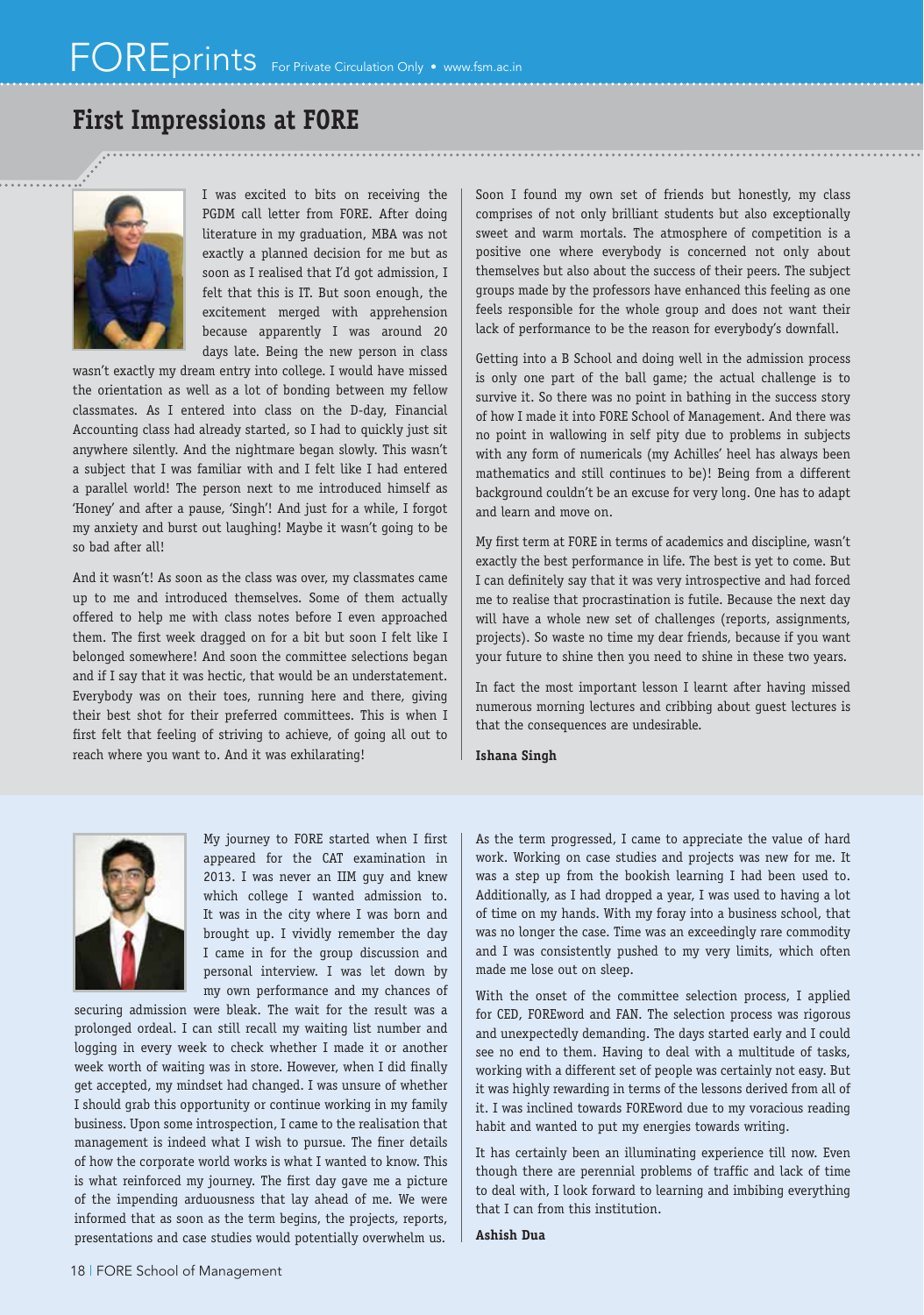## First Impressions at FORE

I was excited to bits on receiving the PGDM call letter from FORE. After doing literature in my graduation, MBA was not exactly a planned decision for me but as soon as I realised that I'd got admission, I felt that this is IT. But soon enough, the excitement merged with apprehension because apparently I was around 20 days late. Being the new person in class wasn't exactly my dream entry into college. I would have missed the orientation as well as a lot of bonding between my fellow classmates. As I entered into class on the D-day, Financial Accounting class had already started, so I had to quickly just sit anywhere silently. And the nightmare began slowly. This wasn't a subject that I was familiar with and I felt like I had entered a parallel world! The person next to me introduced himself as 'Honey' and after a pause, 'Singh'! And just for a while, I forgot my anxiety and burst out laughing! Maybe it wasn't going to be so bad after all!

And it wasn't! As soon as the class was over, my classmates came up to me and introduced themselves. Some of them actually offered to help me with class notes before I even approached them. The first week dragged on for a bit but soon I felt like I belonged somewhere! And soon the committee selections began and if I say that it was hectic, that would be an understatement. Everybody was on their toes, running here and there, giving their best shot for their preferred committees. This is when I first felt that feeling of striving to achieve, of going all out to reach where you want to. And it was exhilarating!

Soon I found my own set of friends but honestly, my class comprises of not only brilliant students but also exceptionally sweet and warm mortals. The atmosphere of competition is a positive one where everybody is concerned not only about themselves but also about the success of their peers. The subject groups made by the professors have enhanced this feeling as one feels responsible for the whole group and does not want their lack of performance to be the reason for everybody's downfall.

Getting into a B School and doing well in the admission process is only one part of the ball game; the actual challenge is to survive it. So there was no point in bathing in the success story of how I made it into FORE School of Management. And there was no point in wallowing in self pity due to problems in subjects with any form of numericals (my Achilles' heel has always been mathematics and still continues to be)! Being from a different background couldn't be an excuse for very long. One has to adapt and learn and move on.

My first term at FORE in terms of academics and discipline, wasn't exactly the best performance in life. The best is yet to come. But I can definitely say that it was very introspective and had forced me to realise that procrastination is futile. Because the next day will have a whole new set of challenges (reports, assignments, projects). So waste no time my dear friends, because if you want your future to shine then you need to shine in these two years.

In fact the most important lesson I learnt after having missed numerous morning lectures and cribbing about guest lectures is that the consequences are undesirable.

**Ishana Singh**

My journey to FORE started when I first appeared for the CAT examination in 2013. I was never an IIM guy and knew which college I wanted admission to. It was in the city where I was born and brought up. I vividly remember the day I came in for the group discussion and personal interview. I was let down by my own performance and my chances of securing admission were bleak. The wait for the result was a prolonged ordeal. I can still recall my waiting list number and logging in every week to check whether I made it or another week worth of waiting was in store. However, when I did finally get accepted, my mindset had changed. I was unsure of whether I should grab this opportunity or continue working in my family business. Upon some introspection, I came to the realisation that management is indeed what I wish to pursue. The finer details of how the corporate world works is what I wanted to know. This is what reinforced my journey. The first day gave me a picture of the impending arduousness that lay ahead of me. We were informed that as soon as the term begins, the projects, reports, presentations and case studies would potentially overwhelm us.

As the term progressed, I came to appreciate the value of hard work. Working on case studies and projects was new for me. It was a step up from the bookish learning I had been used to. Additionally, as I had dropped a year, I was used to having a lot of time on my hands. With my foray into a business school, that was no longer the case. Time was an exceedingly rare commodity and I was consistently pushed to my very limits, which often made me lose out on sleep.

With the onset of the committee selection process, I applied for CED, FOREword and FAN. The selection process was rigorous and unexpectedly demanding. The days started early and I could see no end to them. Having to deal with a multitude of tasks, working with a different set of people was certainly not easy. But it was highly rewarding in terms of the lessons derived from all of it. I was inclined towards FOREword due to my voracious reading habit and wanted to put my energies towards writing.

It has certainly been an illuminating experience till now. Even though there are perennial problems of traffic and lack of time to deal with, I look forward to learning and imbibing everything that I can from this institution.

**Ashish Dua**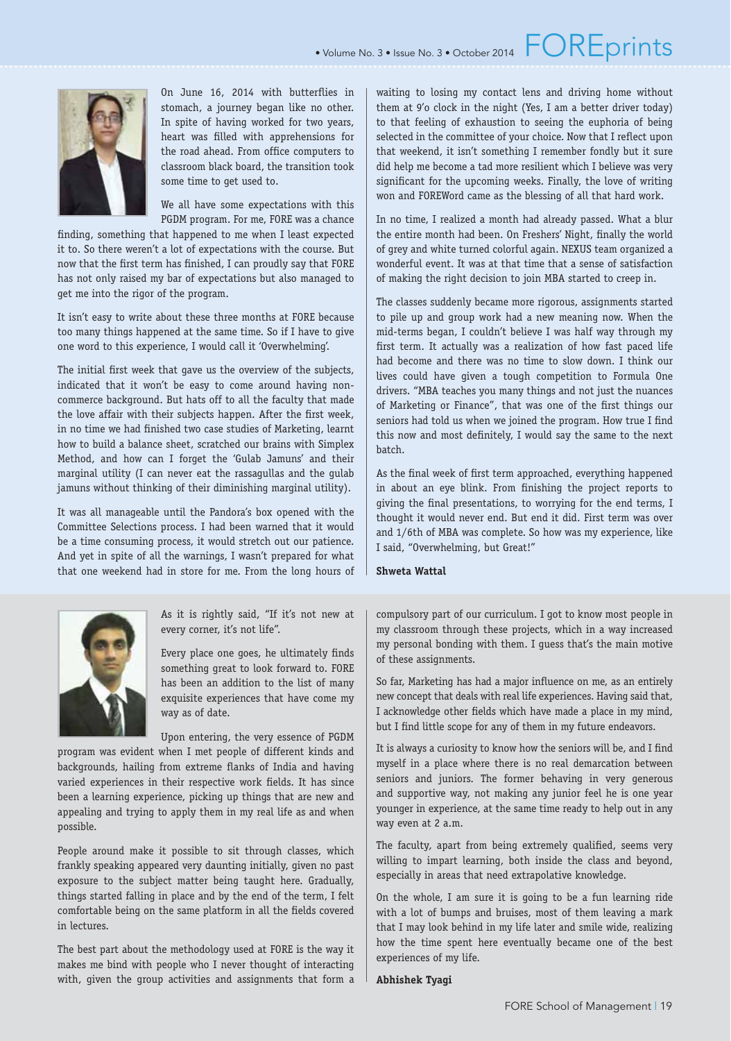On June 16, 2014 with butterflies in stomach, a journey began like no other. In spite of having worked for two years, heart was filled with apprehensions for the road ahead. From office computers to classroom black board, the transition took some time to get used to.

We all have some expectations with this PGDM program. For me, FORE was a chance finding, something that happened to me when I least expected it to. So there weren't a lot of expectations with the course. But now that the first term has finished, I can proudly say that FORE has not only raised my bar of expectations but also managed to get me into the rigor of the program.

It isn't easy to write about these three months at FORE because too many things happened at the same time. So if I have to give one word to this experience, I would call it 'Overwhelming'.

The initial first week that gave us the overview of the subjects, indicated that it won't be easy to come around having non-commerce background. But hats off to all the faculty that made the love affair with their subjects happen. After the first week, in no time we had finished two case studies of Marketing, learnt how to build a balance sheet, scratched our brains with Simplex Method, and how can I forget the 'Gulab Jamuns' and their marginal utility (I can never eat the rassagullas and the gulab jamuns without thinking of their diminishing marginal utility).

It was all manageable until the Pandora's box opened with the Committee Selections process. I had been warned that it would be a time consuming process, it would stretch out our patience. And yet in spite of all the warnings, I wasn't prepared for what that one weekend had in store for me. From the long hours of waiting to losing my contact lens and driving home without them at 9'o clock in the night (Yes, I am a better driver today) to that feeling of exhaustion to seeing the euphoria of being selected in the committee of your choice. Now that I reflect upon that weekend, it isn't something I remember fondly but it sure did help me become a tad more resilient which I believe was very significant for the upcoming weeks. Finally, the love of writing won and FOREWord came as the blessing of all that hard work.

In no time, I realized a month had already passed. What a blur the entire month had been. On Freshers' Night, finally the world of grey and white turned colorful again. NEXUS team organized a wonderful event. It was at that time that a sense of satisfaction of making the right decision to join MBA started to creep in.

The classes suddenly became more rigorous, assignments started to pile up and group work had a new meaning now. When the mid-terms began, I couldn't believe I was half way through my first term. It actually was a realization of how fast paced life had become and there was no time to slow down. I think our lives could have given a tough competition to Formula One drivers. "MBA teaches you many things and not just the nuances of Marketing or Finance", that was one of the first things our seniors had told us when we joined the program. How true I find this now and most definitely, I would say the same to the next batch.

As the final week of first term approached, everything happened in about an eye blink. From finishing the project reports to giving the final presentations, to worrying for the end terms, I thought it would never end. But end it did. First term was over and 1/6th of MBA was complete. So how was my experience, like I said, "Overwhelming, but Great!"

**Shweta Wattal**

---

As it is rightly said, "If it's not new at every corner, it's not life".

Every place one goes, he ultimately finds something great to look forward to. FORE has been an addition to the list of many exquisite experiences that have come my way as of date.

Upon entering, the very essence of PGDM program was evident when I met people of different kinds and backgrounds, hailing from extreme flanks of India and having varied experiences in their respective work fields. It has since been a learning experience, picking up things that are new and appealing and trying to apply them in my real life as and when possible.

People around make it possible to sit through classes, which frankly speaking appeared very daunting initially, given no past exposure to the subject matter being taught here. Gradually, things started falling in place and by the end of the term, I felt comfortable being on the same platform in all the fields covered in lectures.

The best part about the methodology used at FORE is the way it makes me bind with people who I never thought of interacting with, given the group activities and assignments that form a compulsory part of our curriculum. I got to know most people in my classroom through these projects, which in a way increased my personal bonding with them. I guess that's the main motive of these assignments.

So far, Marketing has had a major influence on me, as an entirely new concept that deals with real life experiences. Having said that, I acknowledge other fields which have made a place in my mind, but I find little scope for any of them in my future endeavors.

It is always a curiosity to know how the seniors will be, and I find myself in a place where there is no real demarcation between seniors and juniors. The former behaving in very generous and supportive way, not making any junior feel he is one year younger in experience, at the same time ready to help out in any way even at 2 a.m.

The faculty, apart from being extremely qualified, seems very willing to impart learning, both inside the class and beyond, especially in areas that need extrapolative knowledge.

On the whole, I am sure it is going to be a fun learning ride with a lot of bumps and bruises, most of them leaving a mark that I may look behind in my life later and smile wide, realizing how the time spent here eventually became one of the best experiences of my life.

**Abhishek Tyagi**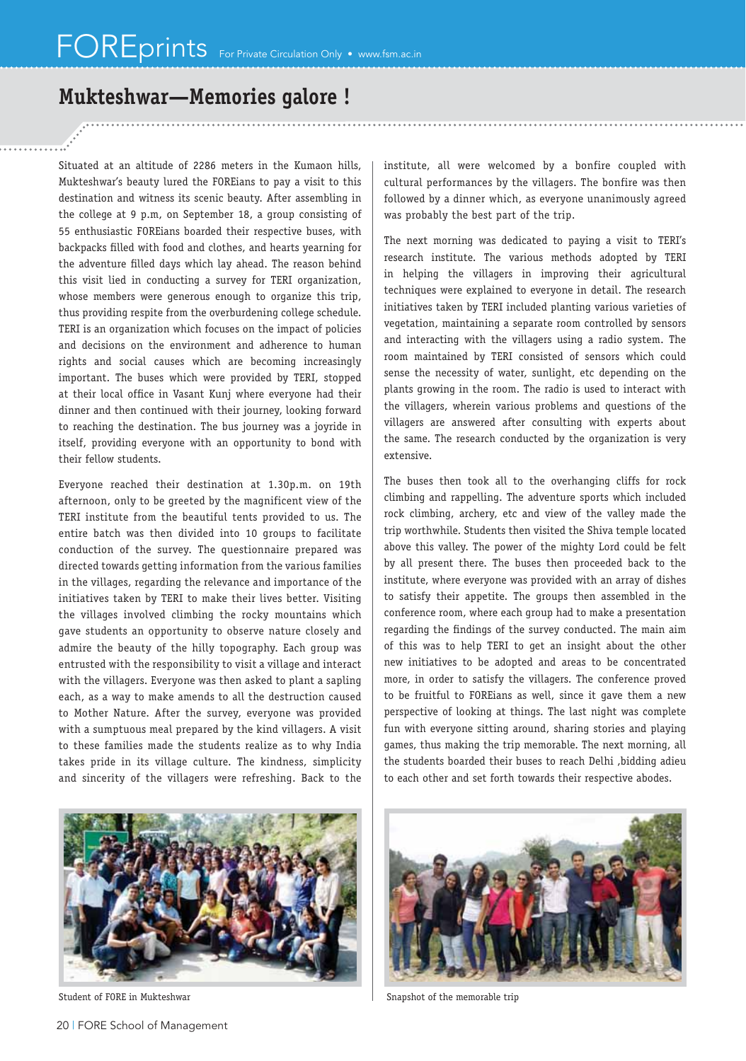# Mukteshwar—Memories galore !

Situated at an altitude of 2286 meters in the Kumaon hills, Mukteshwar's beauty lured the FOREians to pay a visit to this destination and witness its scenic beauty. After assembling in the college at 9 p.m, on September 18, a group consisting of 55 enthusiastic FOREians boarded their respective buses, with backpacks filled with food and clothes, and hearts yearning for the adventure filled days which lay ahead. The reason behind this visit lied in conducting a survey for TERI organization, whose members were generous enough to organize this trip, thus providing respite from the overburdening college schedule. TERI is an organization which focuses on the impact of policies and decisions on the environment and adherence to human rights and social causes which are becoming increasingly important. The buses which were provided by TERI, stopped at their local office in Vasant Kunj where everyone had their dinner and then continued with their journey, looking forward to reaching the destination. The bus journey was a joyride in itself, providing everyone with an opportunity to bond with their fellow students.

Everyone reached their destination at 1.30p.m. on 19th afternoon, only to be greeted by the magnificent view of the TERI institute from the beautiful tents provided to us. The entire batch was then divided into 10 groups to facilitate conduction of the survey. The questionnaire prepared was directed towards getting information from the various families in the villages, regarding the relevance and importance of the initiatives taken by TERI to make their lives better. Visiting the villages involved climbing the rocky mountains which gave students an opportunity to observe nature closely and admire the beauty of the hilly topography. Each group was entrusted with the responsibility to visit a village and interact with the villagers. Everyone was then asked to plant a sapling each, as a way to make amends to all the destruction caused to Mother Nature. After the survey, everyone was provided with a sumptuous meal prepared by the kind villagers. A visit to these families made the students realize as to why India takes pride in its village culture. The kindness, simplicity and sincerity of the villagers were refreshing. Back to the institute, all were welcomed by a bonfire coupled with cultural performances by the villagers. The bonfire was then followed by a dinner which, as everyone unanimously agreed was probably the best part of the trip.

The next morning was dedicated to paying a visit to TERI's research institute. The various methods adopted by TERI in helping the villagers in improving their agricultural techniques were explained to everyone in detail. The research initiatives taken by TERI included planting various varieties of vegetation, maintaining a separate room controlled by sensors and interacting with the villagers using a radio system. The room maintained by TERI consisted of sensors which could sense the necessity of water, sunlight, etc depending on the plants growing in the room. The radio is used to interact with the villagers, wherein various problems and questions of the villagers are answered after consulting with experts about the same. The research conducted by the organization is very extensive.

The buses then took all to the overhanging cliffs for rock climbing and rappelling. The adventure sports which included rock climbing, archery, etc and view of the valley made the trip worthwhile. Students then visited the Shiva temple located above this valley. The power of the mighty Lord could be felt by all present there. The buses then proceeded back to the institute, where everyone was provided with an array of dishes to satisfy their appetite. The groups then assembled in the conference room, where each group had to make a presentation regarding the findings of the survey conducted. The main aim of this was to help TERI to get an insight about the other new initiatives to be adopted and areas to be concentrated more, in order to satisfy the villagers. The conference proved to be fruitful to FOREians as well, since it gave them a new perspective of looking at things. The last night was complete fun with everyone sitting around, sharing stories and playing games, thus making the trip memorable. The next morning, all the students boarded their buses to reach Delhi ,bidding adieu to each other and set forth towards their respective abodes.

Student of FORE in Mukteshwar

Snapshot of the memorable trip